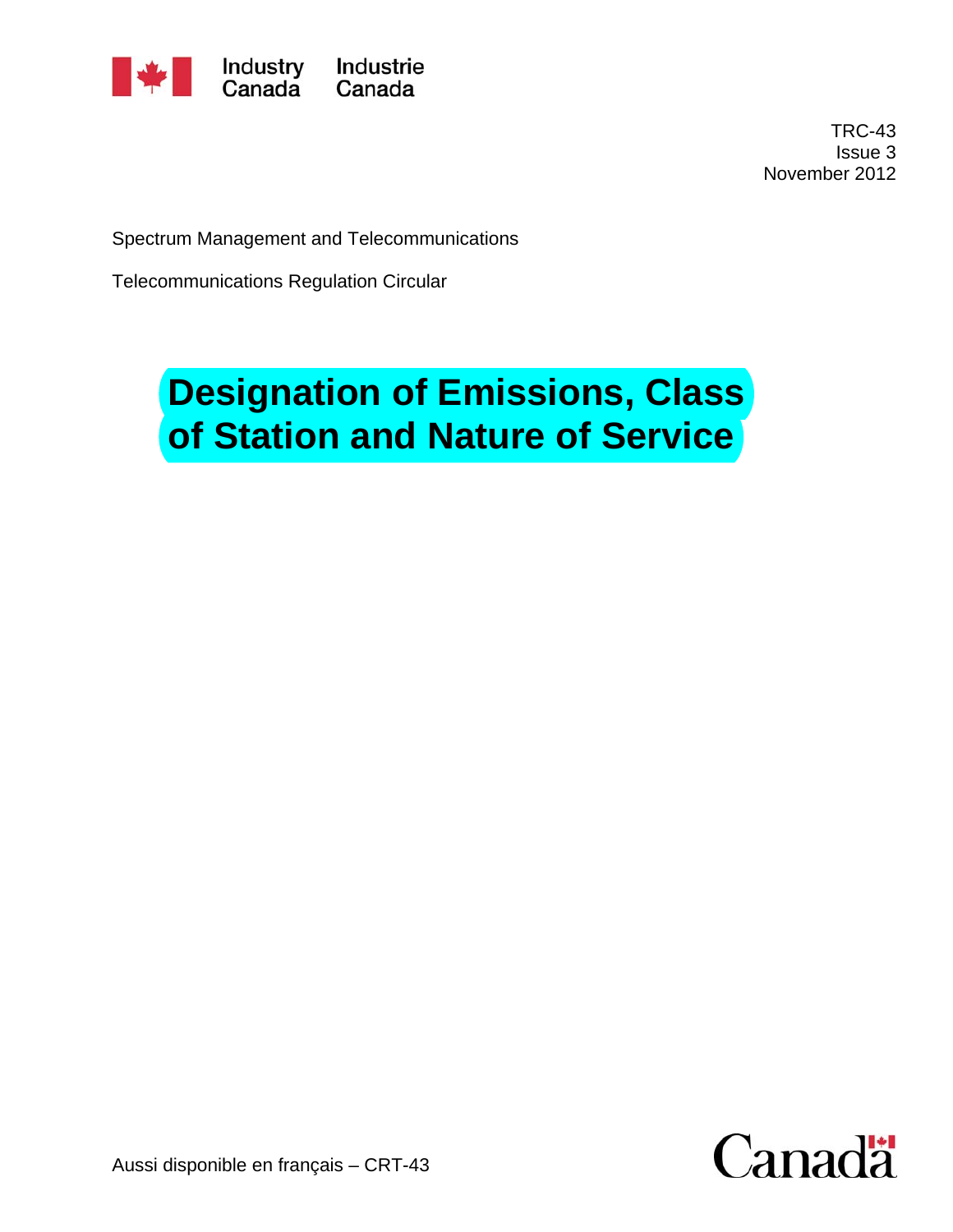Industry Canada | Industrie Canada

TRC-43
Issue 3
November 2012

Spectrum Management and Telecommunications

Telecommunications Regulation Circular

# Designation of Emissions, Class of Station and Nature of Service

Aussi disponible en français – CRT-43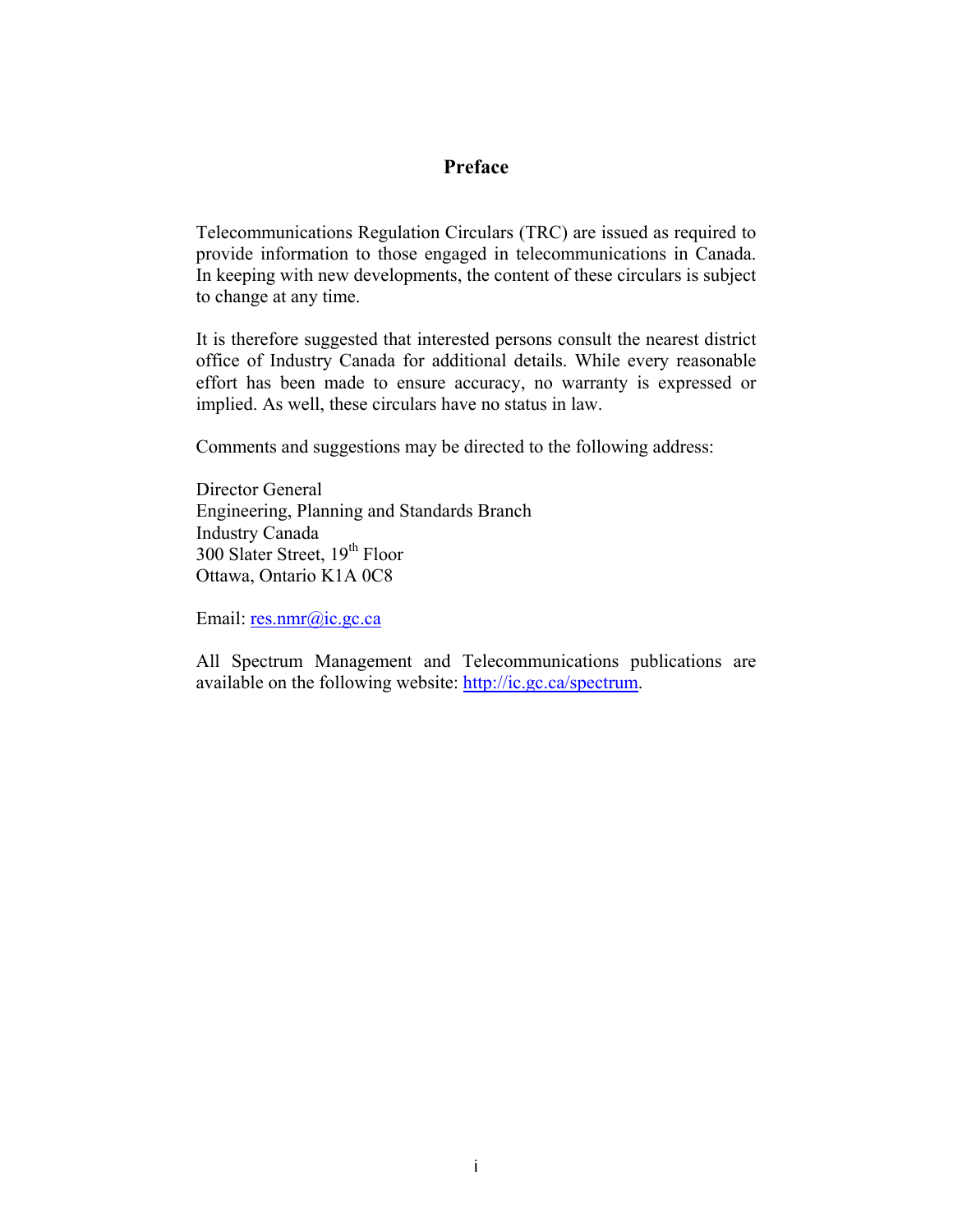# Preface

Telecommunications Regulation Circulars (TRC) are issued as required to provide information to those engaged in telecommunications in Canada. In keeping with new developments, the content of these circulars is subject to change at any time.

It is therefore suggested that interested persons consult the nearest district office of Industry Canada for additional details. While every reasonable effort has been made to ensure accuracy, no warranty is expressed or implied. As well, these circulars have no status in law.

Comments and suggestions may be directed to the following address:

Director General
Engineering, Planning and Standards Branch
Industry Canada
300 Slater Street, 19th Floor
Ottawa, Ontario K1A 0C8

Email: res.nmr@ic.gc.ca

All Spectrum Management and Telecommunications publications are available on the following website: http://ic.gc.ca/spectrum.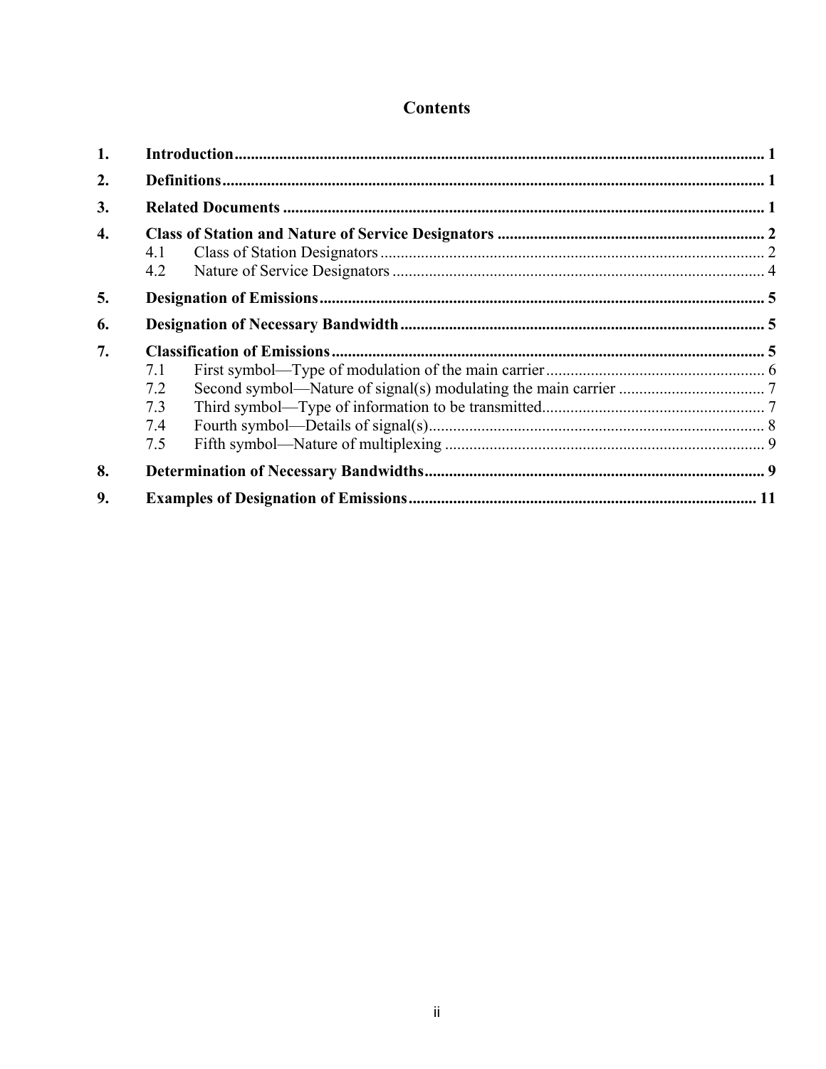# Contents

| | | |
|---|---|---|
| **1.** | **Introduction** | **1** |
| **2.** | **Definitions** | **1** |
| **3.** | **Related Documents** | **1** |
| **4.** | **Class of Station and Nature of Service Designators** | **2** |
| 4.1 | Class of Station Designators | 2 |
| 4.2 | Nature of Service Designators | 4 |
| **5.** | **Designation of Emissions** | **5** |
| **6.** | **Designation of Necessary Bandwidth** | **5** |
| **7.** | **Classification of Emissions** | **5** |
| 7.1 | First symbol—Type of modulation of the main carrier | 6 |
| 7.2 | Second symbol—Nature of signal(s) modulating the main carrier | 7 |
| 7.3 | Third symbol—Type of information to be transmitted | 7 |
| 7.4 | Fourth symbol—Details of signal(s) | 8 |
| 7.5 | Fifth symbol—Nature of multiplexing | 9 |
| **8.** | **Determination of Necessary Bandwidths** | **9** |
| **9.** | **Examples of Designation of Emissions** | **11** |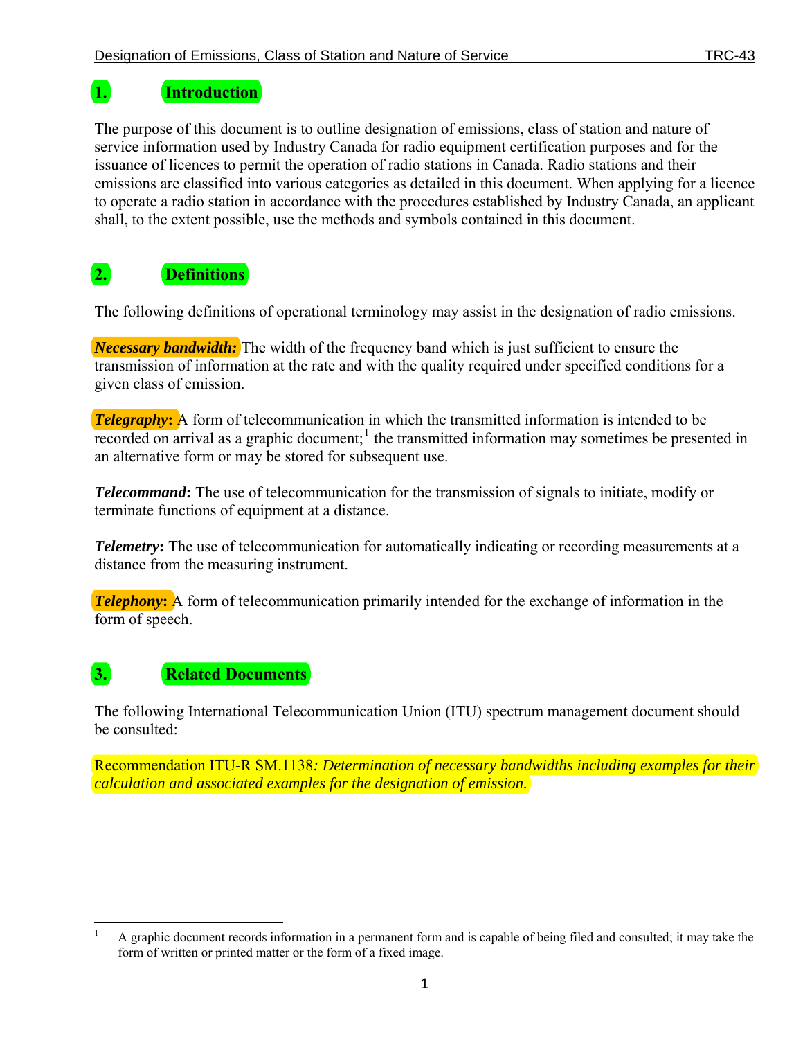## 1. Introduction

The purpose of this document is to outline designation of emissions, class of station and nature of service information used by Industry Canada for radio equipment certification purposes and for the issuance of licences to permit the operation of radio stations in Canada. Radio stations and their emissions are classified into various categories as detailed in this document. When applying for a licence to operate a radio station in accordance with the procedures established by Industry Canada, an applicant shall, to the extent possible, use the methods and symbols contained in this document.

## 2. Definitions

The following definitions of operational terminology may assist in the designation of radio emissions.

***Necessary bandwidth:*** The width of the frequency band which is just sufficient to ensure the transmission of information at the rate and with the quality required under specified conditions for a given class of emission.

***Telegraphy*:** A form of telecommunication in which the transmitted information is intended to be recorded on arrival as a graphic document;[1] the transmitted information may sometimes be presented in an alternative form or may be stored for subsequent use.

***Telecommand*:** The use of telecommunication for the transmission of signals to initiate, modify or terminate functions of equipment at a distance.

***Telemetry*:** The use of telecommunication for automatically indicating or recording measurements at a distance from the measuring instrument.

***Telephony*:** A form of telecommunication primarily intended for the exchange of information in the form of speech.

## 3. Related Documents

The following International Telecommunication Union (ITU) spectrum management document should be consulted:

Recommendation ITU-R SM.1138*: Determination of necessary bandwidths including examples for their calculation and associated examples for the designation of emission.*

---

[1] A graphic document records information in a permanent form and is capable of being filed and consulted; it may take the form of written or printed matter or the form of a fixed image.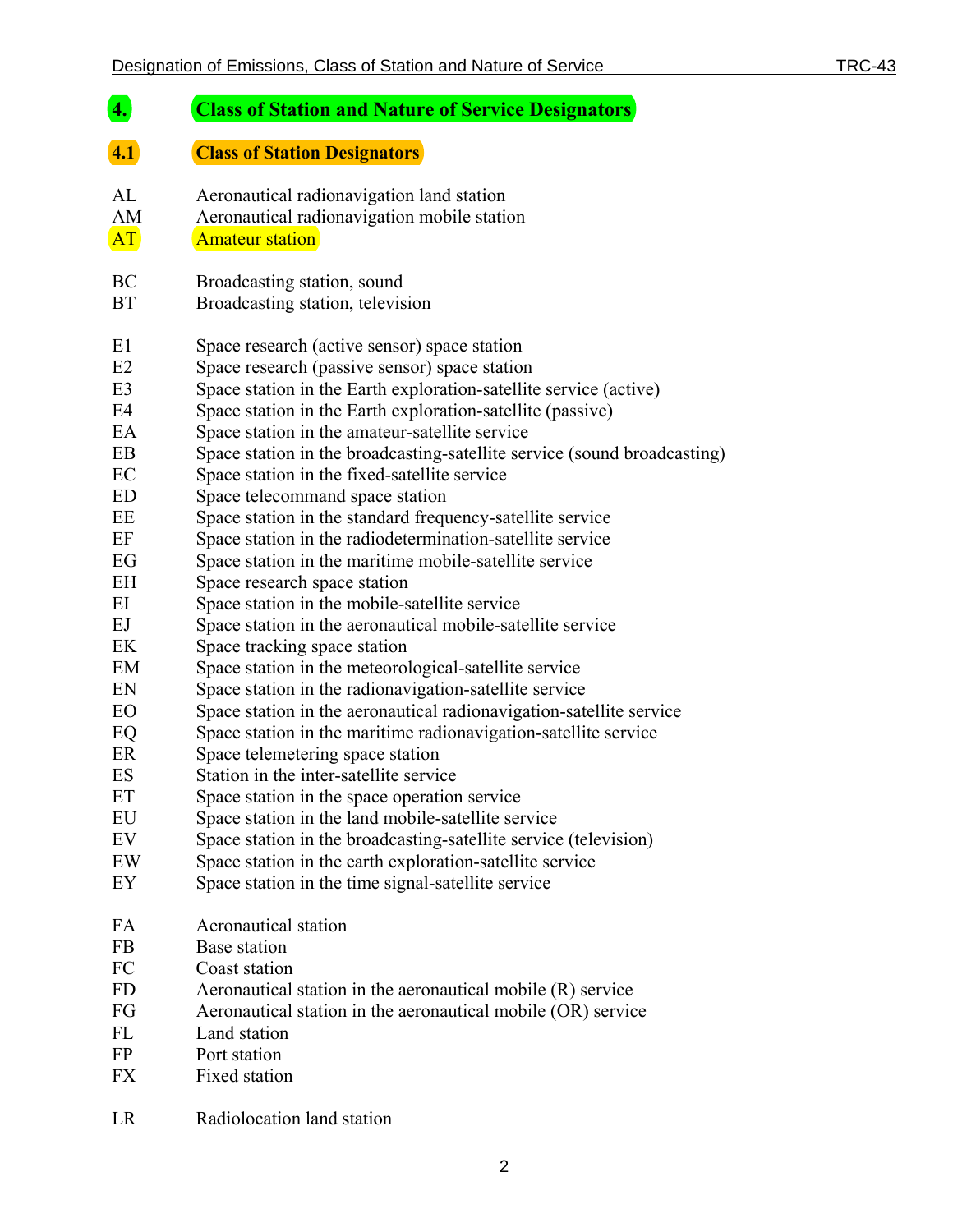## 4. Class of Station and Nature of Service Designators

### 4.1 Class of Station Designators

| | |
|---|---|
| AL | Aeronautical radionavigation land station |
| AM | Aeronautical radionavigation mobile station |
| AT | Amateur station |
| BC | Broadcasting station, sound |
| BT | Broadcasting station, television |
| E1 | Space research (active sensor) space station |
| E2 | Space research (passive sensor) space station |
| E3 | Space station in the Earth exploration-satellite service (active) |
| E4 | Space station in the Earth exploration-satellite (passive) |
| EA | Space station in the amateur-satellite service |
| EB | Space station in the broadcasting-satellite service (sound broadcasting) |
| EC | Space station in the fixed-satellite service |
| ED | Space telecommand space station |
| EE | Space station in the standard frequency-satellite service |
| EF | Space station in the radiodetermination-satellite service |
| EG | Space station in the maritime mobile-satellite service |
| EH | Space research space station |
| EI | Space station in the mobile-satellite service |
| EJ | Space station in the aeronautical mobile-satellite service |
| EK | Space tracking space station |
| EM | Space station in the meteorological-satellite service |
| EN | Space station in the radionavigation-satellite service |
| EO | Space station in the aeronautical radionavigation-satellite service |
| EQ | Space station in the maritime radionavigation-satellite service |
| ER | Space telemetering space station |
| ES | Station in the inter-satellite service |
| ET | Space station in the space operation service |
| EU | Space station in the land mobile-satellite service |
| EV | Space station in the broadcasting-satellite service (television) |
| EW | Space station in the earth exploration-satellite service |
| EY | Space station in the time signal-satellite service |
| FA | Aeronautical station |
| FB | Base station |
| FC | Coast station |
| FD | Aeronautical station in the aeronautical mobile (R) service |
| FG | Aeronautical station in the aeronautical mobile (OR) service |
| FL | Land station |
| FP | Port station |
| FX | Fixed station |
| LR | Radiolocation land station |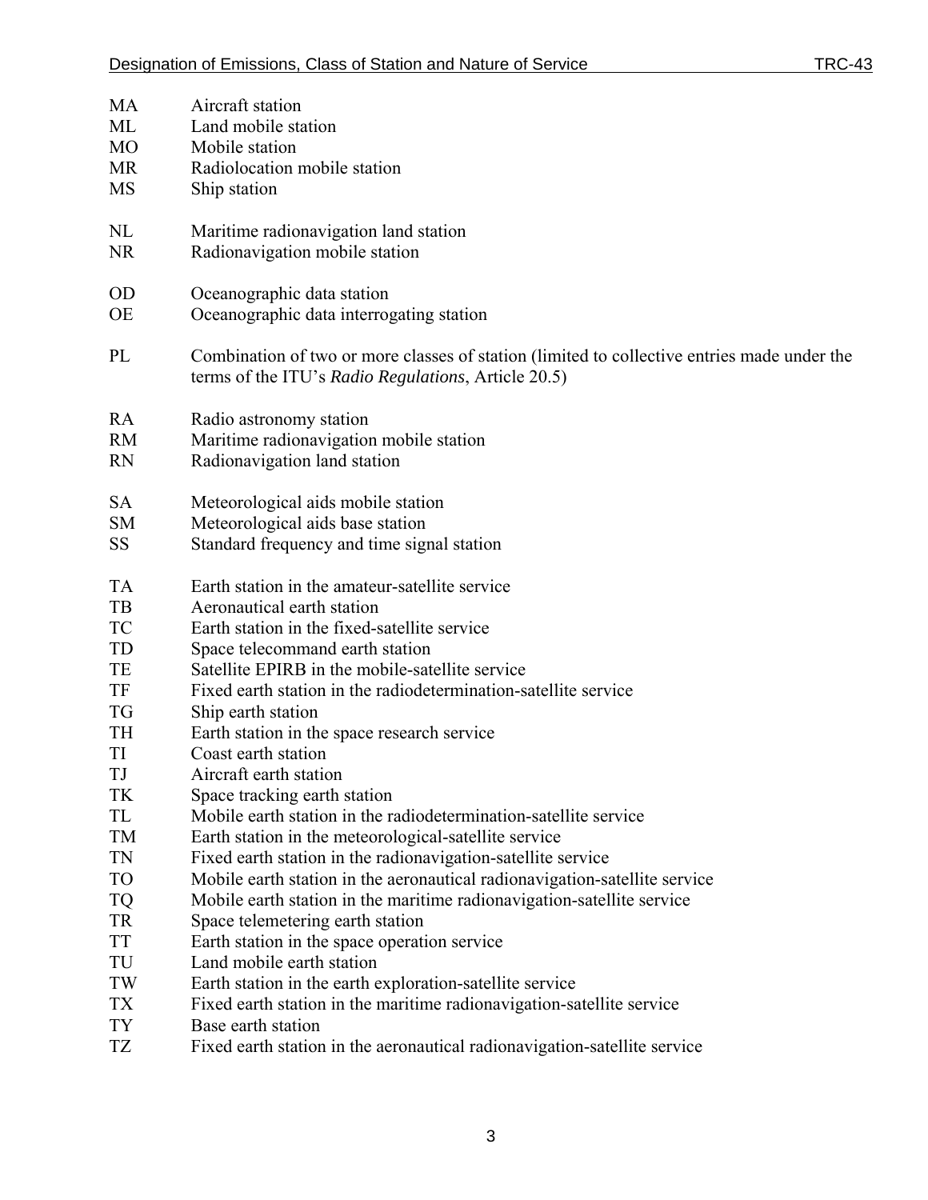| | |
|---|---|
| MA | Aircraft station |
| ML | Land mobile station |
| MO | Mobile station |
| MR | Radiolocation mobile station |
| MS | Ship station |
| | |
| NL | Maritime radionavigation land station |
| NR | Radionavigation mobile station |
| | |
| OD | Oceanographic data station |
| OE | Oceanographic data interrogating station |
| | |
| PL | Combination of two or more classes of station (limited to collective entries made under the terms of the ITU's *Radio Regulations*, Article 20.5) |
| | |
| RA | Radio astronomy station |
| RM | Maritime radionavigation mobile station |
| RN | Radionavigation land station |
| | |
| SA | Meteorological aids mobile station |
| SM | Meteorological aids base station |
| SS | Standard frequency and time signal station |
| | |
| TA | Earth station in the amateur-satellite service |
| TB | Aeronautical earth station |
| TC | Earth station in the fixed-satellite service |
| TD | Space telecommand earth station |
| TE | Satellite EPIRB in the mobile-satellite service |
| TF | Fixed earth station in the radiodetermination-satellite service |
| TG | Ship earth station |
| TH | Earth station in the space research service |
| TI | Coast earth station |
| TJ | Aircraft earth station |
| TK | Space tracking earth station |
| TL | Mobile earth station in the radiodetermination-satellite service |
| TM | Earth station in the meteorological-satellite service |
| TN | Fixed earth station in the radionavigation-satellite service |
| TO | Mobile earth station in the aeronautical radionavigation-satellite service |
| TQ | Mobile earth station in the maritime radionavigation-satellite service |
| TR | Space telemetering earth station |
| TT | Earth station in the space operation service |
| TU | Land mobile earth station |
| TW | Earth station in the earth exploration-satellite service |
| TX | Fixed earth station in the maritime radionavigation-satellite service |
| TY | Base earth station |
| TZ | Fixed earth station in the aeronautical radionavigation-satellite service |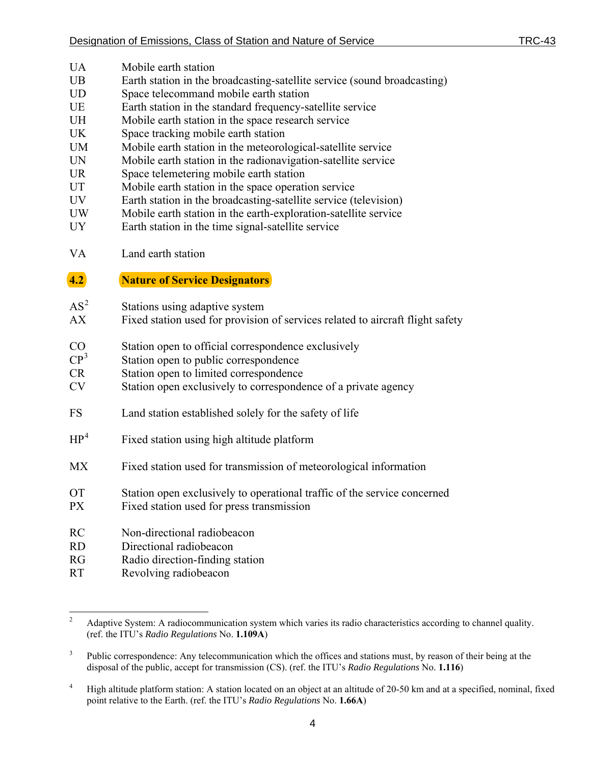| | |
|---|---|
| UA | Mobile earth station |
| UB | Earth station in the broadcasting-satellite service (sound broadcasting) |
| UD | Space telecommand mobile earth station |
| UE | Earth station in the standard frequency-satellite service |
| UH | Mobile earth station in the space research service |
| UK | Space tracking mobile earth station |
| UM | Mobile earth station in the meteorological-satellite service |
| UN | Mobile earth station in the radionavigation-satellite service |
| UR | Space telemetering mobile earth station |
| UT | Mobile earth station in the space operation service |
| UV | Earth station in the broadcasting-satellite service (television) |
| UW | Mobile earth station in the earth-exploration-satellite service |
| UY | Earth station in the time signal-satellite service |
| VA | Land earth station |

## 4.2 Nature of Service Designators

| | |
|---|---|
| AS[2] | Stations using adaptive system |
| AX | Fixed station used for provision of services related to aircraft flight safety |
| CO | Station open to official correspondence exclusively |
| CP[3] | Station open to public correspondence |
| CR | Station open to limited correspondence |
| CV | Station open exclusively to correspondence of a private agency |
| FS | Land station established solely for the safety of life |
| HP[4] | Fixed station using high altitude platform |
| MX | Fixed station used for transmission of meteorological information |
| OT | Station open exclusively to operational traffic of the service concerned |
| PX | Fixed station used for press transmission |
| RC | Non-directional radiobeacon |
| RD | Directional radiobeacon |
| RG | Radio direction-finding station |
| RT | Revolving radiobeacon |

---

[2] Adaptive System: A radiocommunication system which varies its radio characteristics according to channel quality. (ref. the ITU's *Radio Regulations* No. **1.109A**)

[3] Public correspondence: Any telecommunication which the offices and stations must, by reason of their being at the disposal of the public, accept for transmission (CS). (ref. the ITU's *Radio Regulations* No. **1.116**)

[4] High altitude platform station: A station located on an object at an altitude of 20-50 km and at a specified, nominal, fixed point relative to the Earth. (ref. the ITU's *Radio Regulations* No. **1.66A**)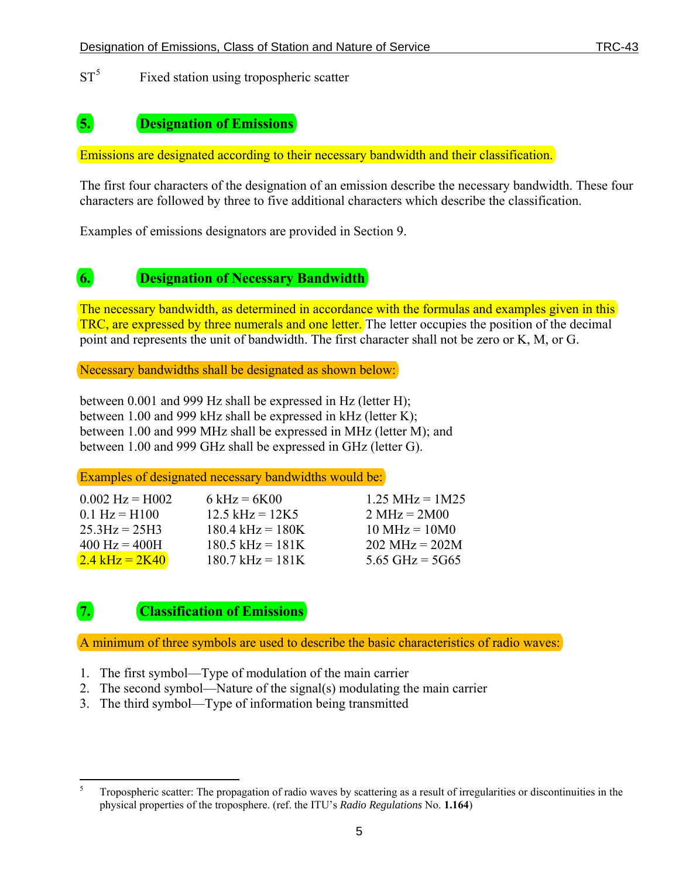ST[5] Fixed station using tropospheric scatter

## 5. Designation of Emissions

Emissions are designated according to their necessary bandwidth and their classification.

The first four characters of the designation of an emission describe the necessary bandwidth. These four characters are followed by three to five additional characters which describe the classification.

Examples of emissions designators are provided in Section 9.

## 6. Designation of Necessary Bandwidth

The necessary bandwidth, as determined in accordance with the formulas and examples given in this TRC, are expressed by three numerals and one letter. The letter occupies the position of the decimal point and represents the unit of bandwidth. The first character shall not be zero or K, M, or G.

Necessary bandwidths shall be designated as shown below:

between 0.001 and 999 Hz shall be expressed in Hz (letter H);
between 1.00 and 999 kHz shall be expressed in kHz (letter K);
between 1.00 and 999 MHz shall be expressed in MHz (letter M); and
between 1.00 and 999 GHz shall be expressed in GHz (letter G).

Examples of designated necessary bandwidths would be:

| | | |
|---|---|---|
| 0.002 Hz = H002 | 6 kHz = 6K00 | 1.25 MHz = 1M25 |
| 0.1 Hz = H100 | 12.5 kHz = 12K5 | 2 MHz = 2M00 |
| 25.3Hz = 25H3 | 180.4 kHz = 180K | 10 MHz = 10M0 |
| 400 Hz = 400H | 180.5 kHz = 181K | 202 MHz = 202M |
| 2.4 kHz = 2K40 | 180.7 kHz = 181K | 5.65 GHz = 5G65 |

## 7. Classification of Emissions

A minimum of three symbols are used to describe the basic characteristics of radio waves:

1. The first symbol—Type of modulation of the main carrier
2. The second symbol—Nature of the signal(s) modulating the main carrier
3. The third symbol—Type of information being transmitted

---

[5] Tropospheric scatter: The propagation of radio waves by scattering as a result of irregularities or discontinuities in the physical properties of the troposphere. (ref. the ITU's *Radio Regulations* No. **1.164**)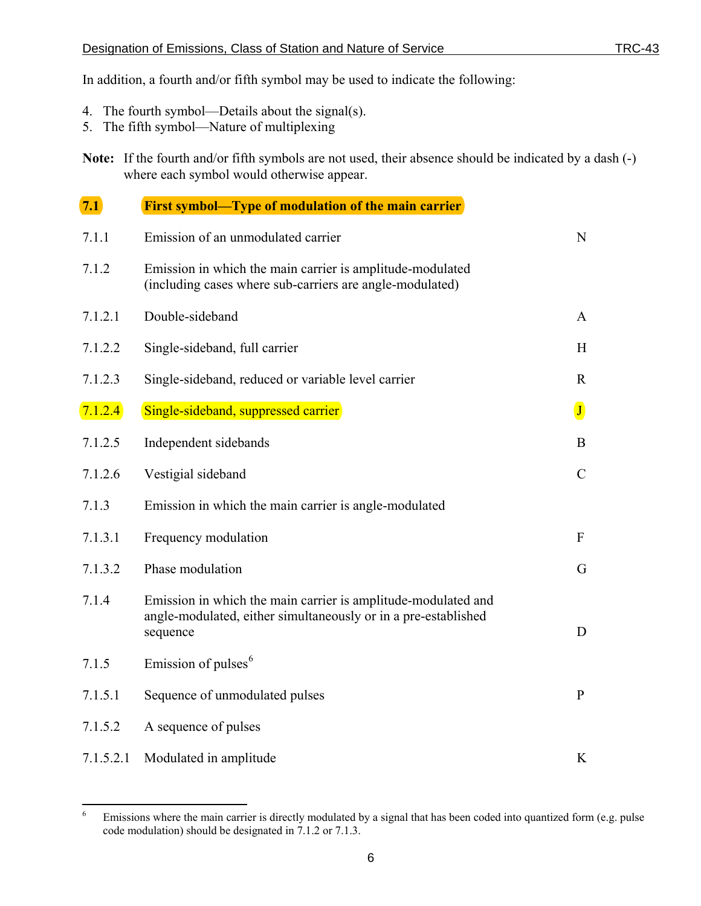In addition, a fourth and/or fifth symbol may be used to indicate the following:

4. The fourth symbol—Details about the signal(s).
5. The fifth symbol—Nature of multiplexing

**Note:** If the fourth and/or fifth symbols are not used, their absence should be indicated by a dash (-) where each symbol would otherwise appear.

### 7.1 First symbol—Type of modulation of the main carrier

| | | |
|---|---|---|
| 7.1.1 | Emission of an unmodulated carrier | N |
| 7.1.2 | Emission in which the main carrier is amplitude-modulated (including cases where sub-carriers are angle-modulated) | |
| 7.1.2.1 | Double-sideband | A |
| 7.1.2.2 | Single-sideband, full carrier | H |
| 7.1.2.3 | Single-sideband, reduced or variable level carrier | R |
| 7.1.2.4 | Single-sideband, suppressed carrier | J |
| 7.1.2.5 | Independent sidebands | B |
| 7.1.2.6 | Vestigial sideband | C |
| 7.1.3 | Emission in which the main carrier is angle-modulated | |
| 7.1.3.1 | Frequency modulation | F |
| 7.1.3.2 | Phase modulation | G |
| 7.1.4 | Emission in which the main carrier is amplitude-modulated and angle-modulated, either simultaneously or in a pre-established sequence | D |
| 7.1.5 | Emission of pulses[6] | |
| 7.1.5.1 | Sequence of unmodulated pulses | P |
| 7.1.5.2 | A sequence of pulses | |
| 7.1.5.2.1 | Modulated in amplitude | K |

[6] Emissions where the main carrier is directly modulated by a signal that has been coded into quantized form (e.g. pulse code modulation) should be designated in 7.1.2 or 7.1.3.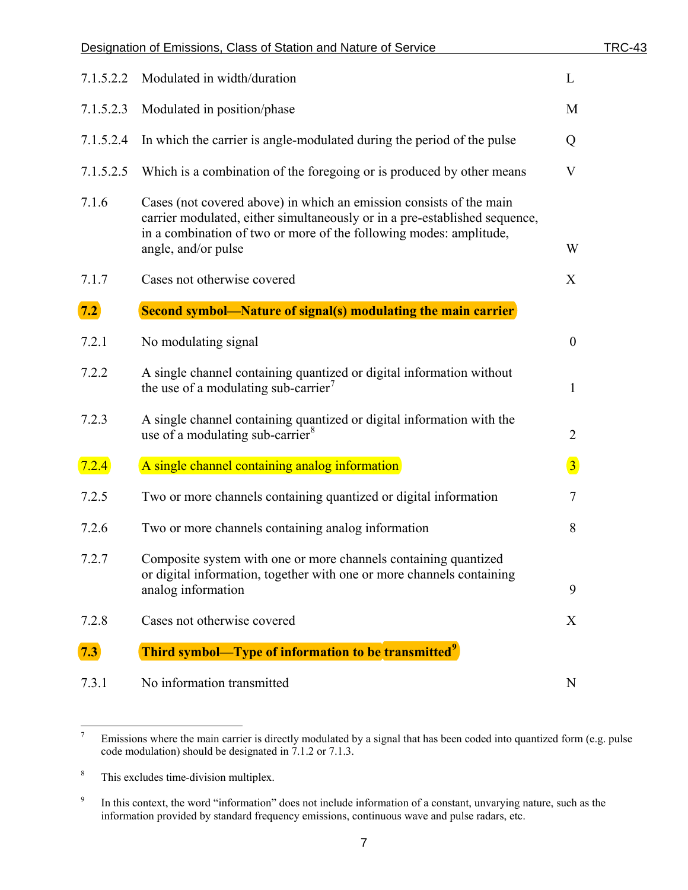| | | |
|---|---|---|
| 7.1.5.2.2 | Modulated in width/duration | L |
| 7.1.5.2.3 | Modulated in position/phase | M |
| 7.1.5.2.4 | In which the carrier is angle-modulated during the period of the pulse | Q |
| 7.1.5.2.5 | Which is a combination of the foregoing or is produced by other means | V |
| 7.1.6 | Cases (not covered above) in which an emission consists of the main carrier modulated, either simultaneously or in a pre-established sequence, in a combination of two or more of the following modes: amplitude, angle, and/or pulse | W |
| 7.1.7 | Cases not otherwise covered | X |
| **7.2** | **Second symbol—Nature of signal(s) modulating the main carrier** | |
| 7.2.1 | No modulating signal | 0 |
| 7.2.2 | A single channel containing quantized or digital information without the use of a modulating sub-carrier[7] | 1 |
| 7.2.3 | A single channel containing quantized or digital information with the use of a modulating sub-carrier[8] | 2 |
| 7.2.4 | A single channel containing analog information | 3 |
| 7.2.5 | Two or more channels containing quantized or digital information | 7 |
| 7.2.6 | Two or more channels containing analog information | 8 |
| 7.2.7 | Composite system with one or more channels containing quantized or digital information, together with one or more channels containing analog information | 9 |
| 7.2.8 | Cases not otherwise covered | X |
| **7.3** | **Third symbol—Type of information to be transmitted[9]** | |
| 7.3.1 | No information transmitted | N |

[7] Emissions where the main carrier is directly modulated by a signal that has been coded into quantized form (e.g. pulse code modulation) should be designated in 7.1.2 or 7.1.3.

[8] This excludes time-division multiplex.

[9] In this context, the word "information" does not include information of a constant, unvarying nature, such as the information provided by standard frequency emissions, continuous wave and pulse radars, etc.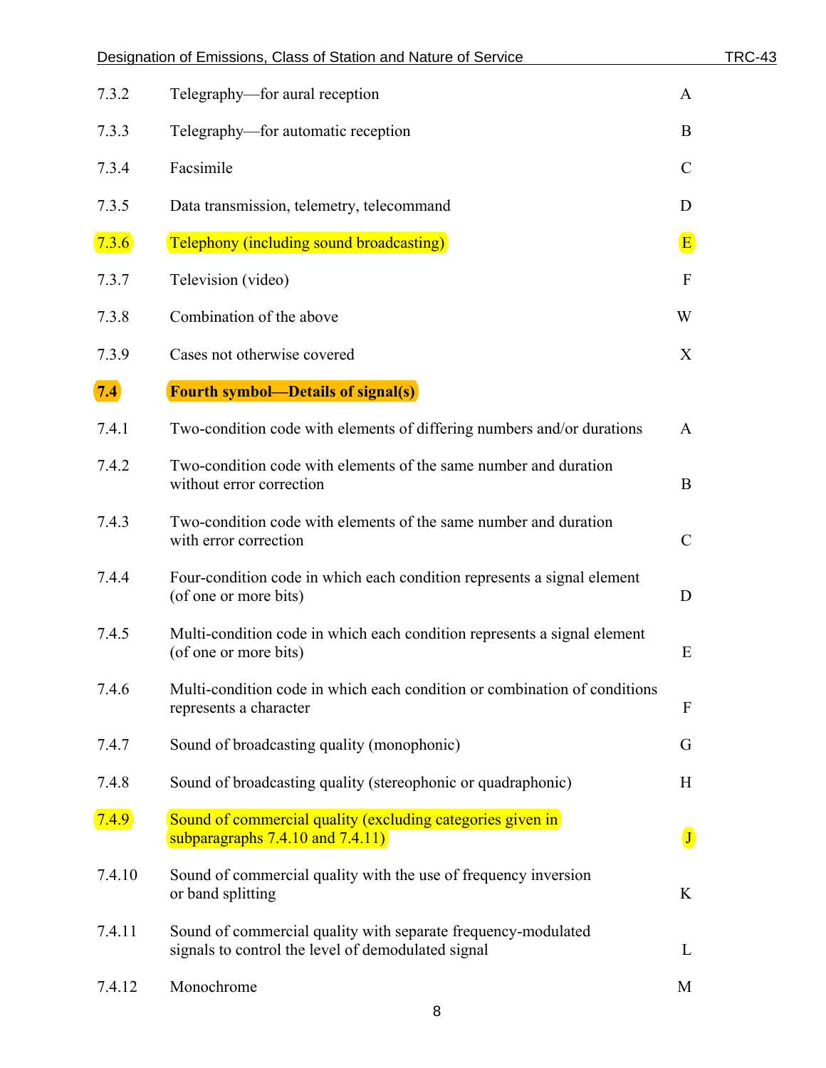| | | |
|---|---|---|
| 7.3.2 | Telegraphy—for aural reception | A |
| 7.3.3 | Telegraphy—for automatic reception | B |
| 7.3.4 | Facsimile | C |
| 7.3.5 | Data transmission, telemetry, telecommand | D |
| 7.3.6 | Telephony (including sound broadcasting) | E |
| 7.3.7 | Television (video) | F |
| 7.3.8 | Combination of the above | W |
| 7.3.9 | Cases not otherwise covered | X |
| **7.4** | **Fourth symbol—Details of signal(s)** | |
| 7.4.1 | Two-condition code with elements of differing numbers and/or durations | A |
| 7.4.2 | Two-condition code with elements of the same number and duration without error correction | B |
| 7.4.3 | Two-condition code with elements of the same number and duration with error correction | C |
| 7.4.4 | Four-condition code in which each condition represents a signal element (of one or more bits) | D |
| 7.4.5 | Multi-condition code in which each condition represents a signal element (of one or more bits) | E |
| 7.4.6 | Multi-condition code in which each condition or combination of conditions represents a character | F |
| 7.4.7 | Sound of broadcasting quality (monophonic) | G |
| 7.4.8 | Sound of broadcasting quality (stereophonic or quadraphonic) | H |
| 7.4.9 | Sound of commercial quality (excluding categories given in subparagraphs 7.4.10 and 7.4.11) | J |
| 7.4.10 | Sound of commercial quality with the use of frequency inversion or band splitting | K |
| 7.4.11 | Sound of commercial quality with separate frequency-modulated signals to control the level of demodulated signal | L |
| 7.4.12 | Monochrome | M |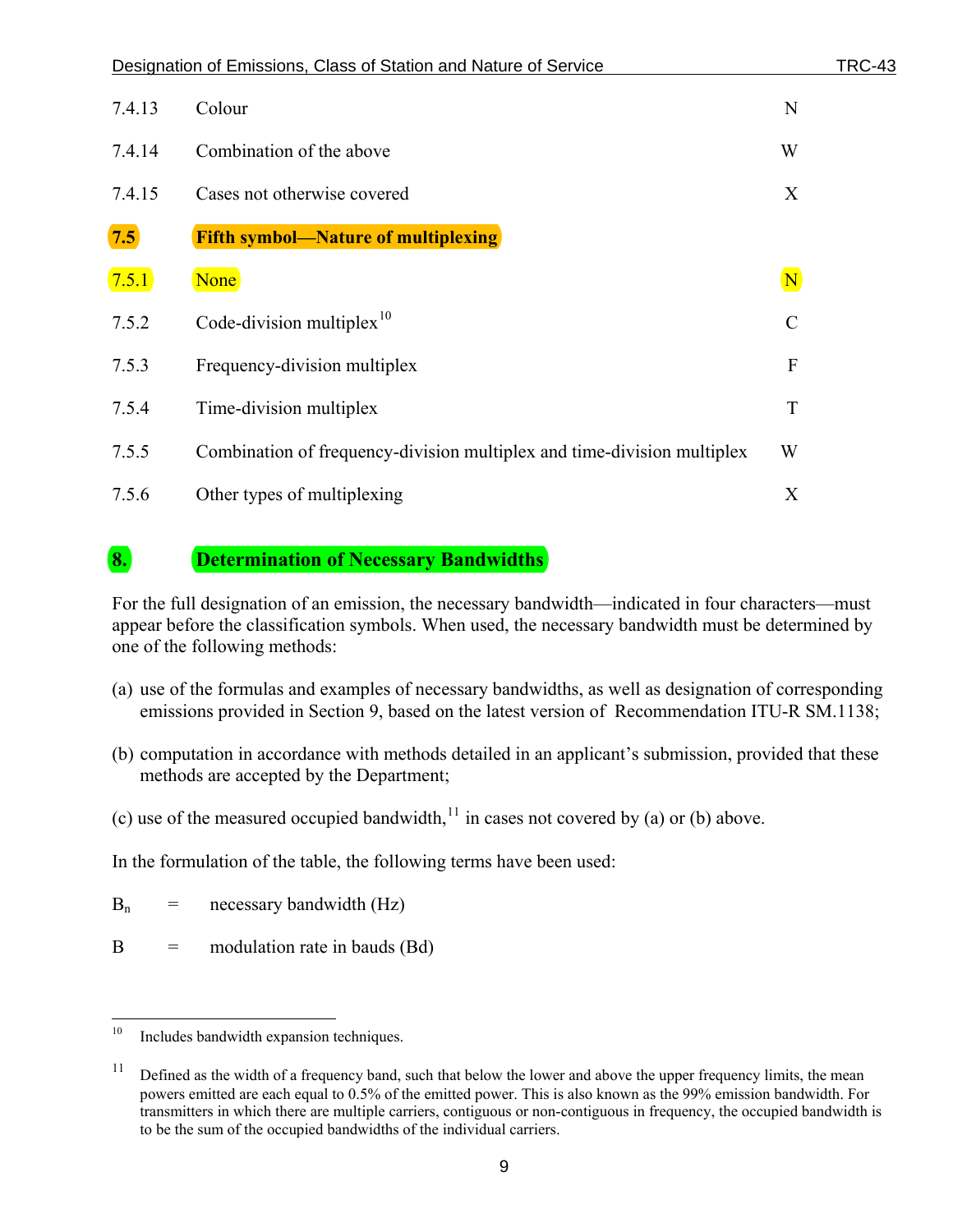| | | |
|---|---|---|
| 7.4.13 | Colour | N |
| 7.4.14 | Combination of the above | W |
| 7.4.15 | Cases not otherwise covered | X |

## 7.5 Fifth symbol—Nature of multiplexing

| | | |
|---|---|---|
| 7.5.1 | None | N |
| 7.5.2 | Code-division multiplex[10] | C |
| 7.5.3 | Frequency-division multiplex | F |
| 7.5.4 | Time-division multiplex | T |
| 7.5.5 | Combination of frequency-division multiplex and time-division multiplex | W |
| 7.5.6 | Other types of multiplexing | X |

# 8. Determination of Necessary Bandwidths

For the full designation of an emission, the necessary bandwidth—indicated in four characters—must appear before the classification symbols. When used, the necessary bandwidth must be determined by one of the following methods:

(a) use of the formulas and examples of necessary bandwidths, as well as designation of corresponding emissions provided in Section 9, based on the latest version of Recommendation ITU-R SM.1138;

(b) computation in accordance with methods detailed in an applicant's submission, provided that these methods are accepted by the Department;

(c) use of the measured occupied bandwidth,[11] in cases not covered by (a) or (b) above.

In the formulation of the table, the following terms have been used:

$B_n$ = necessary bandwidth (Hz)

$B$ = modulation rate in bauds (Bd)

---

[10] Includes bandwidth expansion techniques.

[11] Defined as the width of a frequency band, such that below the lower and above the upper frequency limits, the mean powers emitted are each equal to 0.5% of the emitted power. This is also known as the 99% emission bandwidth. For transmitters in which there are multiple carriers, contiguous or non-contiguous in frequency, the occupied bandwidth is to be the sum of the occupied bandwidths of the individual carriers.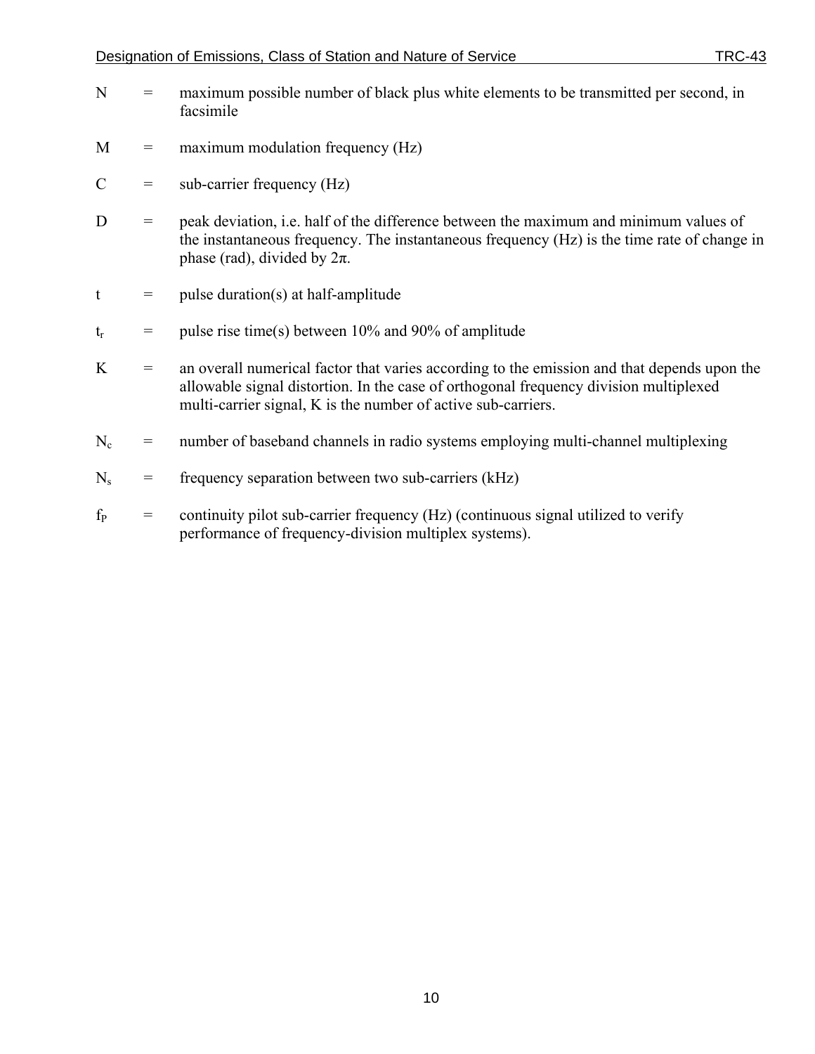$N$ = maximum possible number of black plus white elements to be transmitted per second, in facsimile

$M$ = maximum modulation frequency (Hz)

$C$ = sub-carrier frequency (Hz)

$D$ = peak deviation, i.e. half of the difference between the maximum and minimum values of the instantaneous frequency. The instantaneous frequency (Hz) is the time rate of change in phase (rad), divided by $2\pi$.

$t$ = pulse duration(s) at half-amplitude

$t_r$ = pulse rise time(s) between 10% and 90% of amplitude

$K$ = an overall numerical factor that varies according to the emission and that depends upon the allowable signal distortion. In the case of orthogonal frequency division multiplexed multi-carrier signal, K is the number of active sub-carriers.

$N_c$ = number of baseband channels in radio systems employing multi-channel multiplexing

$N_s$ = frequency separation between two sub-carriers (kHz)

$f_P$ = continuity pilot sub-carrier frequency (Hz) (continuous signal utilized to verify performance of frequency-division multiplex systems).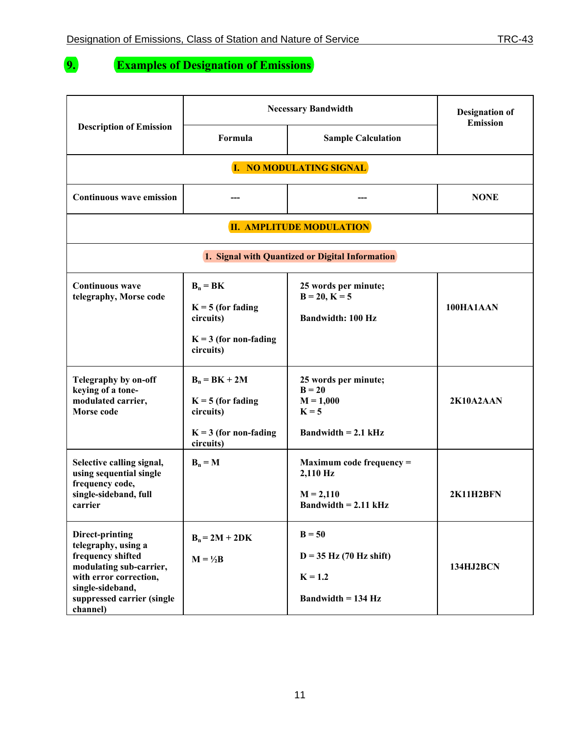## 9. Examples of Designation of Emissions

| Description of Emission | Necessary Bandwidth | | Designation of Emission |
|---|---|---|---|
| | Formula | Sample Calculation | |
| **I. NO MODULATING SIGNAL** | | | |
| Continuous wave emission | --- | --- | NONE |
| **II. AMPLITUDE MODULATION** | | | |
| **1. Signal with Quantized or Digital Information** | | | |
| Continuous wave telegraphy, Morse code | $B_n = BK$<br><br>K = 5 (for fading circuits)<br><br>K = 3 (for non-fading circuits) | 25 words per minute;<br>B = 20, K = 5<br><br>Bandwidth: 100 Hz | 100HA1AAN |
| Telegraphy by on-off keying of a tone-modulated carrier, Morse code | $B_n = BK + 2M$<br><br>K = 5 (for fading circuits)<br><br>K = 3 (for non-fading circuits) | 25 words per minute;<br>B = 20<br>M = 1,000<br>K = 5<br><br>Bandwidth = 2.1 kHz | 2K10A2AAN |
| Selective calling signal, using sequential single frequency code, single-sideband, full carrier | $B_n = M$ | Maximum code frequency = 2,110 Hz<br><br>M = 2,110<br>Bandwidth = 2.11 kHz | 2K11H2BFN |
| Direct-printing telegraphy, using a frequency shifted modulating sub-carrier, with error correction, single-sideband, suppressed carrier (single channel) | $B_n = 2M + 2DK$<br><br>$M = ½B$ | B = 50<br><br>D = 35 Hz (70 Hz shift)<br><br>K = 1.2<br><br>Bandwidth = 134 Hz | 134HJ2BCN |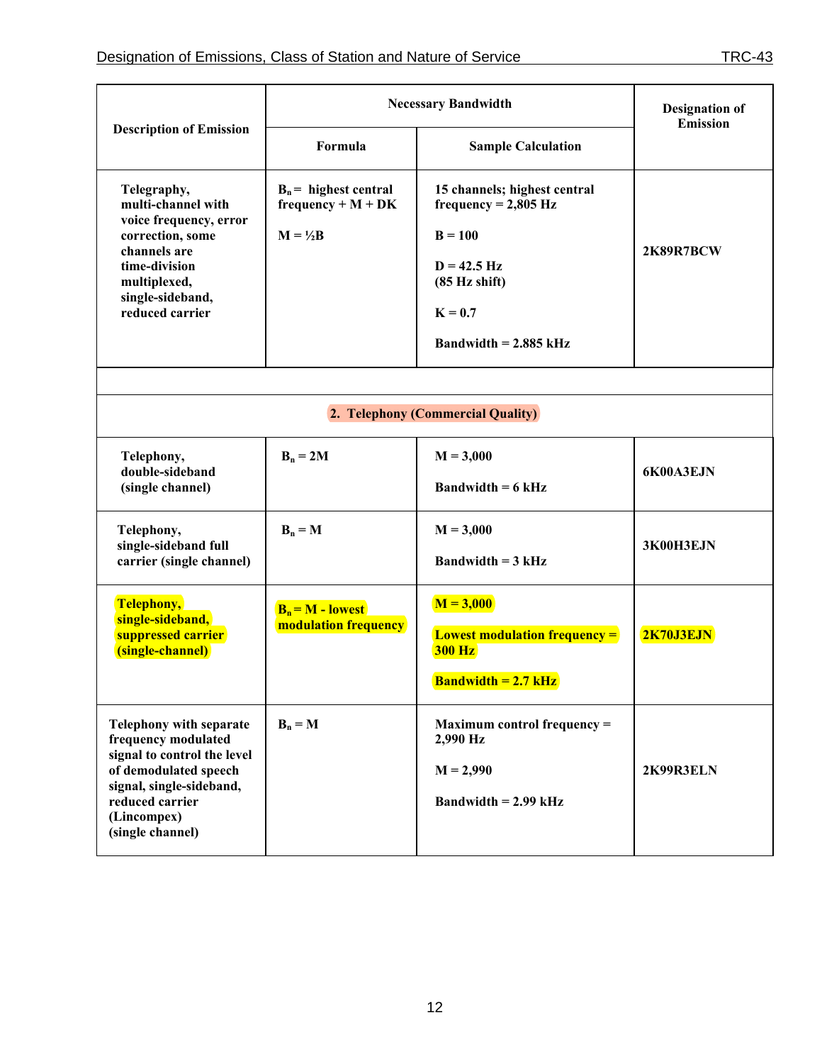| Description of Emission | Necessary Bandwidth | | Designation of Emission |
|---|---|---|---|
| | Formula | Sample Calculation | |
| Telegraphy, multi-channel with voice frequency, error correction, some channels are time-division multiplexed, single-sideband, reduced carrier | $B_n$ = highest central frequency + M + DK<br><br>M = ½B | 15 channels; highest central frequency = 2,805 Hz<br><br>B = 100<br><br>D = 42.5 Hz (85 Hz shift)<br><br>K = 0.7<br><br>Bandwidth = 2.885 kHz | 2K89R7BCW |
| | | | |
| **2. Telephony (Commercial Quality)** | | | |
| Telephony, double-sideband (single channel) | $B_n$ = 2M | M = 3,000<br><br>Bandwidth = 6 kHz | 6K00A3EJN |
| Telephony, single-sideband full carrier (single channel) | $B_n$ = M | M = 3,000<br><br>Bandwidth = 3 kHz | 3K00H3EJN |
| Telephony, single-sideband, suppressed carrier (single-channel) | $B_n$ = M - lowest modulation frequency | M = 3,000<br><br>Lowest modulation frequency = 300 Hz<br><br>Bandwidth = 2.7 kHz | 2K70J3EJN |
| Telephony with separate frequency modulated signal to control the level of demodulated speech signal, single-sideband, reduced carrier (Lincompex) (single channel) | $B_n$ = M | Maximum control frequency = 2,990 Hz<br><br>M = 2,990<br><br>Bandwidth = 2.99 kHz | 2K99R3ELN |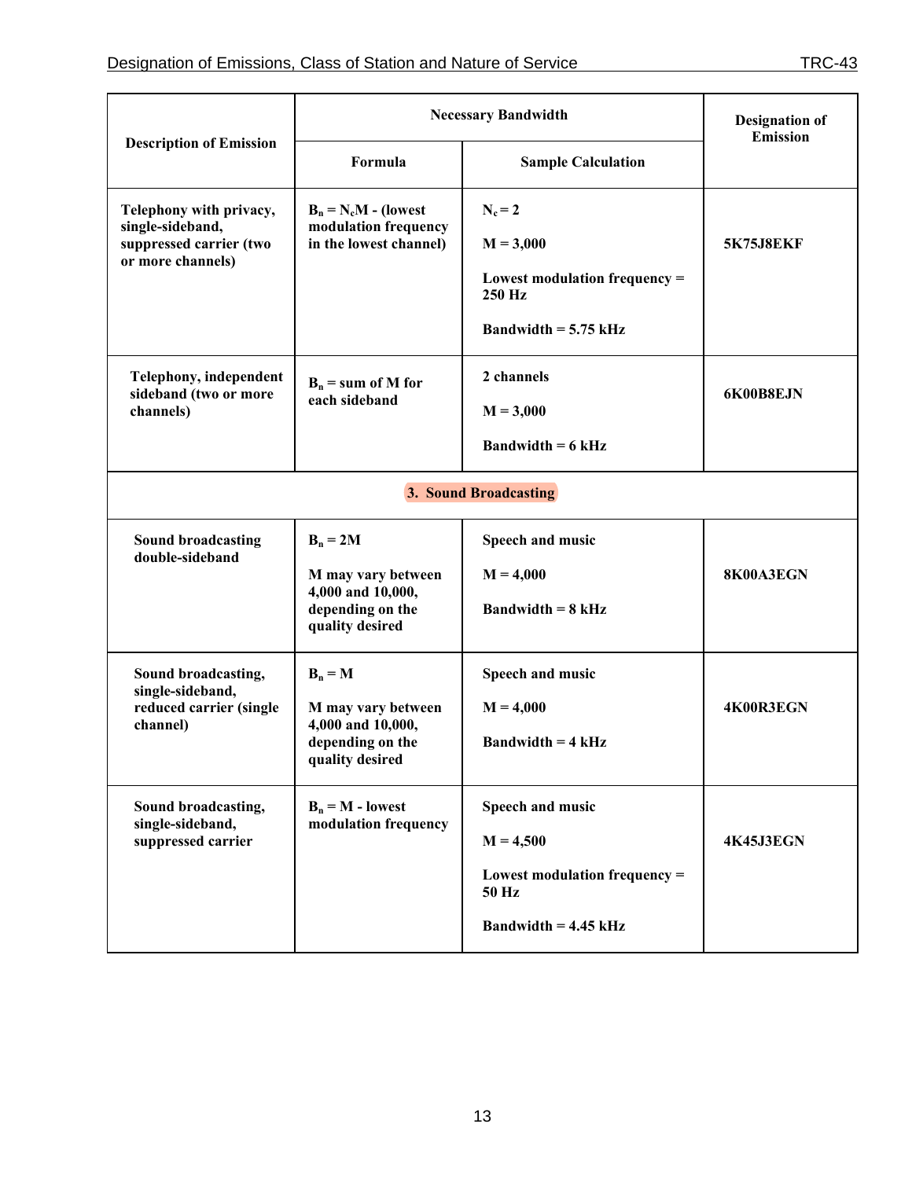| Description of Emission | Necessary Bandwidth | | Designation of Emission |
|---|---|---|---|
| | Formula | Sample Calculation | |
| **Telephony with privacy, single-sideband, suppressed carrier (two or more channels)** | $B_n = N_c M$ - (lowest modulation frequency in the lowest channel) | $N_c = 2$<br><br>$M = 3{,}000$<br><br>Lowest modulation frequency = 250 Hz<br><br>Bandwidth = 5.75 kHz | **5K75J8EKF** |
| **Telephony, independent sideband (two or more channels)** | $B_n$ = sum of M for each sideband | 2 channels<br><br>$M = 3{,}000$<br><br>Bandwidth = 6 kHz | **6K00B8EJN** |
| **3. Sound Broadcasting** | | | |
| **Sound broadcasting double-sideband** | $B_n = 2M$<br><br>M may vary between 4,000 and 10,000, depending on the quality desired | Speech and music<br><br>$M = 4{,}000$<br><br>Bandwidth = 8 kHz | **8K00A3EGN** |
| **Sound broadcasting, single-sideband, reduced carrier (single channel)** | $B_n = M$<br><br>M may vary between 4,000 and 10,000, depending on the quality desired | Speech and music<br><br>$M = 4{,}000$<br><br>Bandwidth = 4 kHz | **4K00R3EGN** |
| **Sound broadcasting, single-sideband, suppressed carrier** | $B_n = M$ - lowest modulation frequency | Speech and music<br><br>$M = 4{,}500$<br><br>Lowest modulation frequency = 50 Hz<br><br>Bandwidth = 4.45 kHz | **4K45J3EGN** |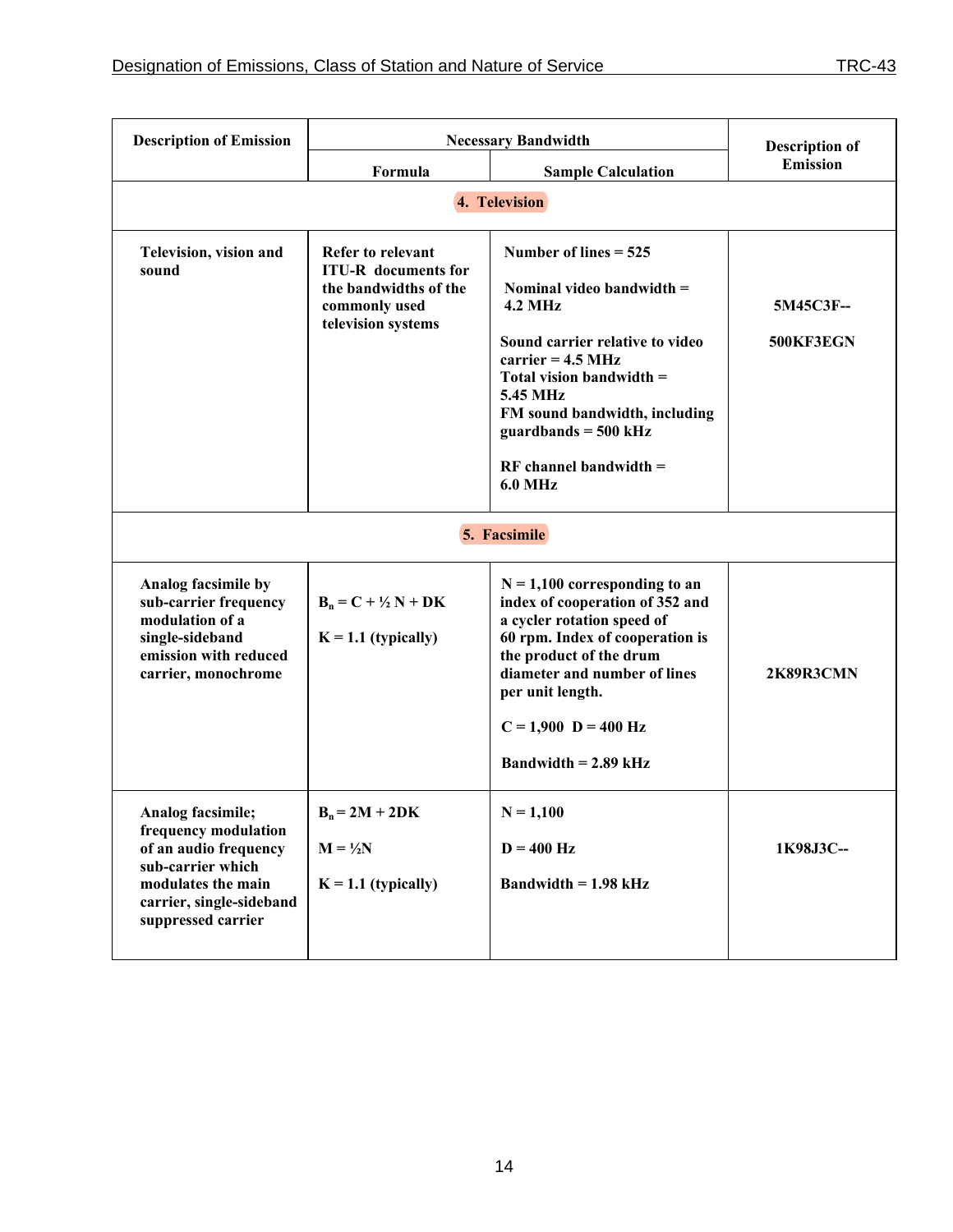| Description of Emission | Necessary Bandwidth | | Description of Emission |
|---|---|---|---|
| | Formula | Sample Calculation | |
| **4. Television** | | | |
| Television, vision and sound | Refer to relevant ITU-R documents for the bandwidths of the commonly used television systems | Number of lines = 525<br><br>Nominal video bandwidth = 4.2 MHz<br><br>Sound carrier relative to video carrier = 4.5 MHz<br>Total vision bandwidth = 5.45 MHz<br>FM sound bandwidth, including guardbands = 500 kHz<br><br>RF channel bandwidth = 6.0 MHz | 5M45C3F--<br><br>500KF3EGN |
| **5. Facsimile** | | | |
| Analog facsimile by sub-carrier frequency modulation of a single-sideband emission with reduced carrier, monochrome | $B_n = C + ½ N + DK$<br><br>$K = 1.1$ (typically) | N = 1,100 corresponding to an index of cooperation of 352 and a cycler rotation speed of 60 rpm. Index of cooperation is the product of the drum diameter and number of lines per unit length.<br><br>C = 1,900 D = 400 Hz<br><br>Bandwidth = 2.89 kHz | 2K89R3CMN |
| Analog facsimile; frequency modulation of an audio frequency sub-carrier which modulates the main carrier, single-sideband suppressed carrier | $B_n = 2M + 2DK$<br><br>$M = ½N$<br><br>$K = 1.1$ (typically) | N = 1,100<br><br>D = 400 Hz<br><br>Bandwidth = 1.98 kHz | 1K98J3C-- |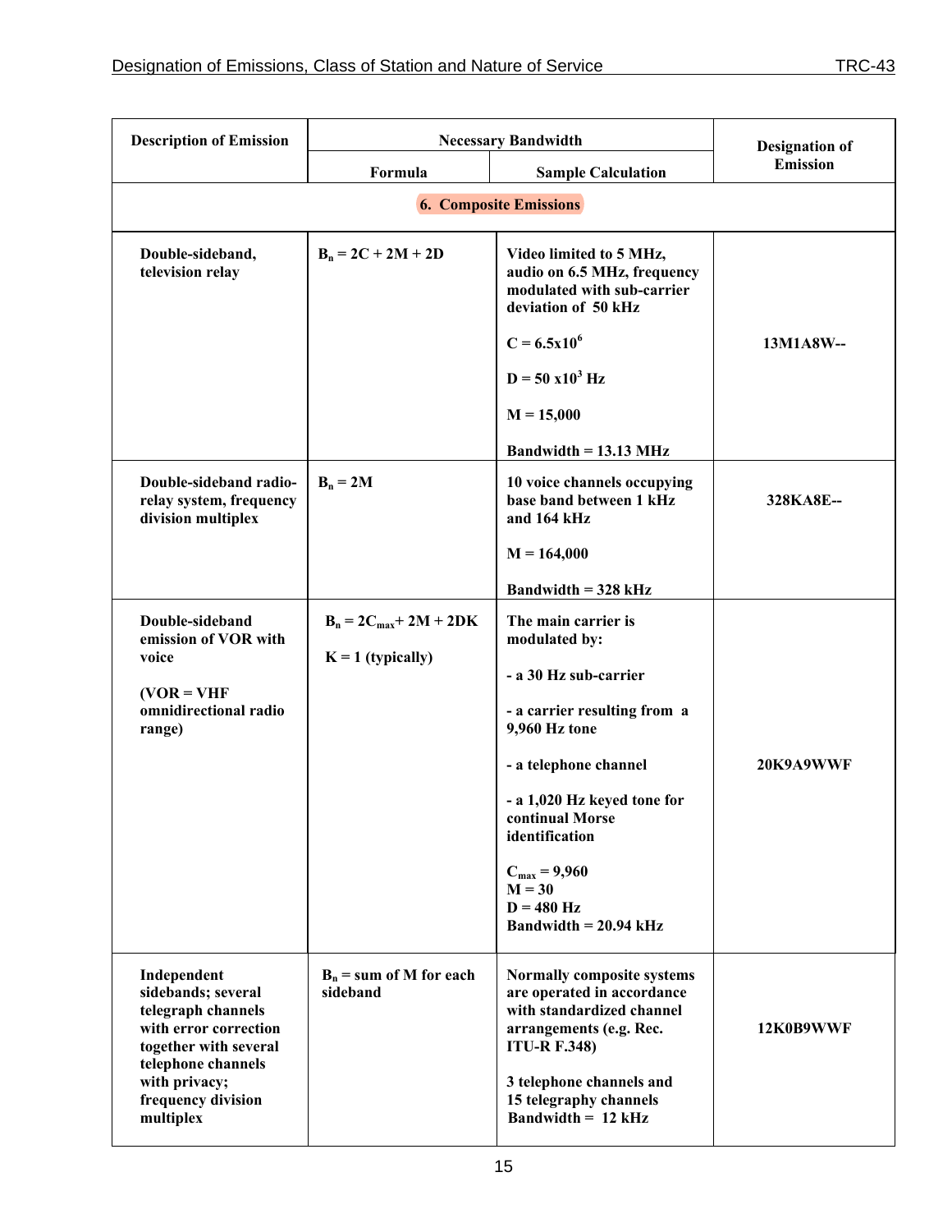| Description of Emission | Necessary Bandwidth | | Designation of Emission |
|---|---|---|---|
| | Formula | Sample Calculation | |
| **6. Composite Emissions** | | | |
| Double-sideband, television relay | $B_n = 2C + 2M + 2D$ | Video limited to 5 MHz, audio on 6.5 MHz, frequency modulated with sub-carrier deviation of 50 kHz<br><br>$C = 6.5x10^6$<br><br>$D = 50\ x10^3$ Hz<br><br>$M = 15{,}000$<br><br>Bandwidth = 13.13 MHz | 13M1A8W-- |
| Double-sideband radio-relay system, frequency division multiplex | $B_n = 2M$ | 10 voice channels occupying base band between 1 kHz and 164 kHz<br><br>$M = 164{,}000$<br><br>Bandwidth = 328 kHz | 328KA8E-- |
| Double-sideband emission of VOR with voice<br><br>(VOR = VHF omnidirectional radio range) | $B_n = 2C_{max} + 2M + 2DK$<br><br>$K = 1$ (typically) | The main carrier is modulated by:<br><br>- a 30 Hz sub-carrier<br><br>- a carrier resulting from a 9,960 Hz tone<br><br>- a telephone channel<br><br>- a 1,020 Hz keyed tone for continual Morse identification<br><br>$C_{max} = 9{,}960$<br>$M = 30$<br>$D = 480$ Hz<br>Bandwidth = 20.94 kHz | 20K9A9WWF |
| Independent sidebands; several telegraph channels with error correction together with several telephone channels with privacy; frequency division multiplex | $B_n$ = sum of M for each sideband | Normally composite systems are operated in accordance with standardized channel arrangements (e.g. Rec. ITU-R F.348)<br><br>3 telephone channels and 15 telegraphy channels<br>Bandwidth = 12 kHz | 12K0B9WWF |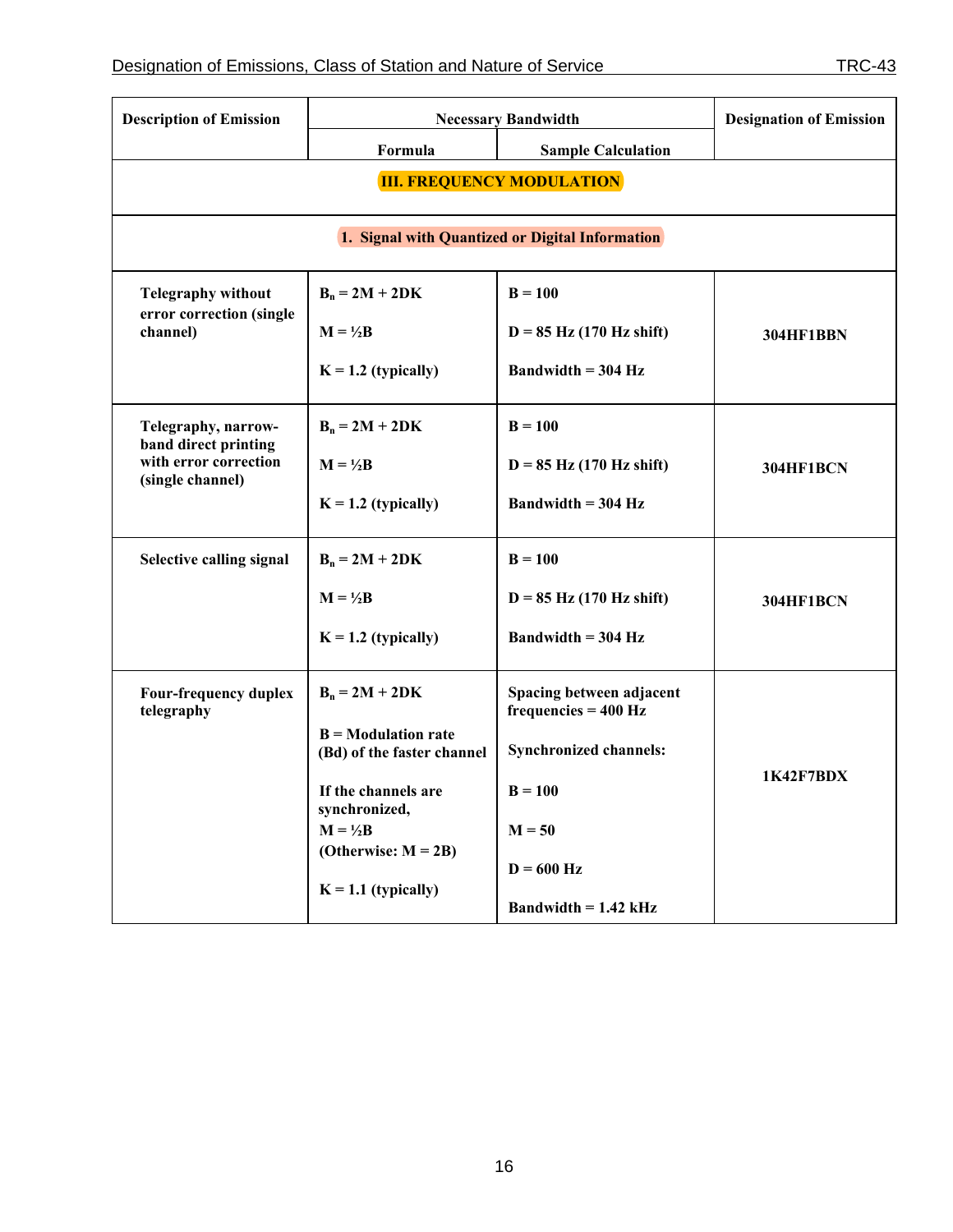| Description of Emission | Necessary Bandwidth | | Designation of Emission |
|---|---|---|---|
| | Formula | Sample Calculation | |
| **III. FREQUENCY MODULATION** | | | |
| **1. Signal with Quantized or Digital Information** | | | |
| Telegraphy without error correction (single channel) | $B_n = 2M + 2DK$<br><br>$M = ½B$<br><br>$K = 1.2$ (typically) | $B = 100$<br><br>$D = 85$ Hz (170 Hz shift)<br><br>Bandwidth = 304 Hz | 304HF1BBN |
| Telegraphy, narrow-band direct printing with error correction (single channel) | $B_n = 2M + 2DK$<br><br>$M = ½B$<br><br>$K = 1.2$ (typically) | $B = 100$<br><br>$D = 85$ Hz (170 Hz shift)<br><br>Bandwidth = 304 Hz | 304HF1BCN |
| Selective calling signal | $B_n = 2M + 2DK$<br><br>$M = ½B$<br><br>$K = 1.2$ (typically) | $B = 100$<br><br>$D = 85$ Hz (170 Hz shift)<br><br>Bandwidth = 304 Hz | 304HF1BCN |
| Four-frequency duplex telegraphy | $B_n = 2M + 2DK$<br><br>B = Modulation rate (Bd) of the faster channel<br><br>If the channels are synchronized,<br>$M = ½B$<br>(Otherwise: $M = 2B$)<br><br>$K = 1.1$ (typically) | Spacing between adjacent frequencies = 400 Hz<br><br>Synchronized channels:<br><br>$B = 100$<br><br>$M = 50$<br><br>$D = 600$ Hz<br><br>Bandwidth = 1.42 kHz | 1K42F7BDX |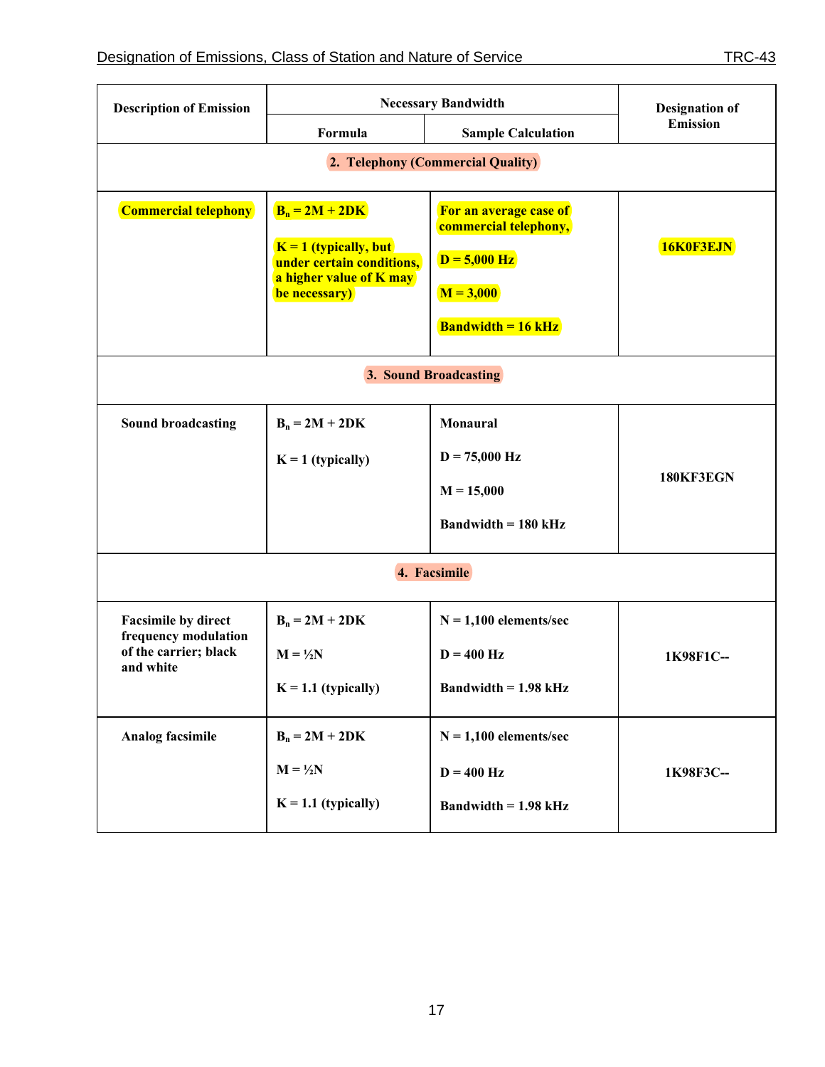| Description of Emission | Necessary Bandwidth | | Designation of Emission |
|---|---|---|---|
| | Formula | Sample Calculation | |
| **2. Telephony (Commercial Quality)** | | | |
| Commercial telephony | $B_n = 2M + 2DK$<br><br>K = 1 (typically, but under certain conditions, a higher value of K may be necessary) | For an average case of commercial telephony,<br><br>D = 5,000 Hz<br><br>M = 3,000<br><br>Bandwidth = 16 kHz | 16K0F3EJN |
| **3. Sound Broadcasting** | | | |
| Sound broadcasting | $B_n = 2M + 2DK$<br><br>K = 1 (typically) | Monaural<br><br>D = 75,000 Hz<br><br>M = 15,000<br><br>Bandwidth = 180 kHz | 180KF3EGN |
| **4. Facsimile** | | | |
| Facsimile by direct frequency modulation of the carrier; black and white | $B_n = 2M + 2DK$<br><br>$M = ½N$<br><br>K = 1.1 (typically) | N = 1,100 elements/sec<br><br>D = 400 Hz<br><br>Bandwidth = 1.98 kHz | 1K98F1C-- |
| Analog facsimile | $B_n = 2M + 2DK$<br><br>$M = ½N$<br><br>K = 1.1 (typically) | N = 1,100 elements/sec<br><br>D = 400 Hz<br><br>Bandwidth = 1.98 kHz | 1K98F3C-- |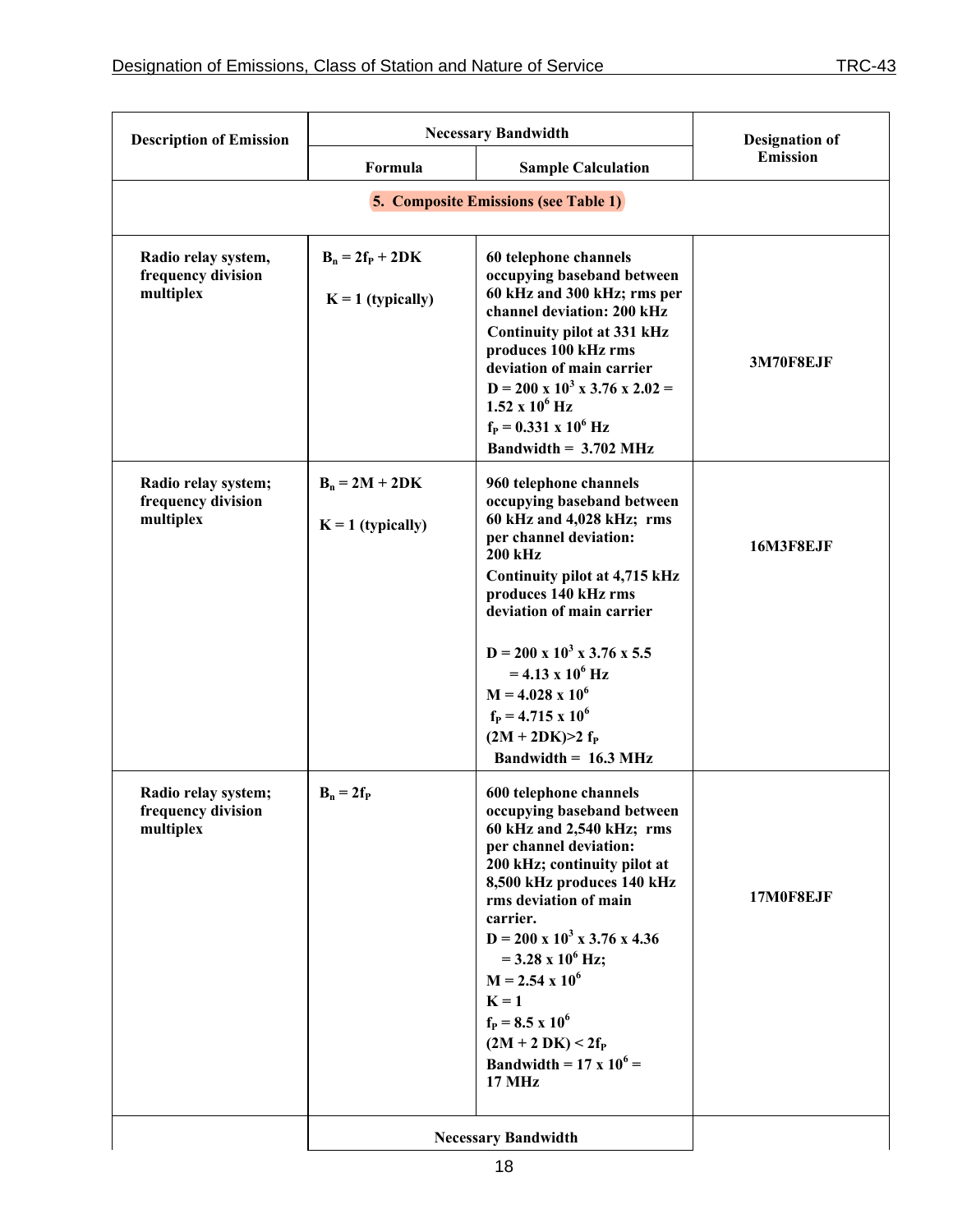| Description of Emission | Necessary Bandwidth | | Designation of Emission |
|---|---|---|---|
| | Formula | Sample Calculation | |
| **5. Composite Emissions (see Table 1)** | | | |
| Radio relay system, frequency division multiplex | $B_n = 2f_P + 2DK$<br><br>$K = 1$ (typically) | 60 telephone channels occupying baseband between 60 kHz and 300 kHz; rms per channel deviation: 200 kHz<br>Continuity pilot at 331 kHz produces 100 kHz rms deviation of main carrier<br>$D = 200 \times 10^3 \times 3.76 \times 2.02 = 1.52 \times 10^6$ Hz<br>$f_P = 0.331 \times 10^6$ Hz<br>Bandwidth = 3.702 MHz | 3M70F8EJF |
| Radio relay system; frequency division multiplex | $B_n = 2M + 2DK$<br><br>$K = 1$ (typically) | 960 telephone channels occupying baseband between 60 kHz and 4,028 kHz; rms per channel deviation: 200 kHz<br>Continuity pilot at 4,715 kHz produces 140 kHz rms deviation of main carrier<br><br>$D = 200 \times 10^3 \times 3.76 \times 5.5 = 4.13 \times 10^6$ Hz<br>$M = 4.028 \times 10^6$<br>$f_P = 4.715 \times 10^6$<br>$(2M + 2DK) > 2 f_P$<br>Bandwidth = 16.3 MHz | 16M3F8EJF |
| Radio relay system; frequency division multiplex | $B_n = 2f_P$ | 600 telephone channels occupying baseband between 60 kHz and 2,540 kHz; rms per channel deviation: 200 kHz; continuity pilot at 8,500 kHz produces 140 kHz rms deviation of main carrier.<br>$D = 200 \times 10^3 \times 3.76 \times 4.36 = 3.28 \times 10^6$ Hz;<br>$M = 2.54 \times 10^6$<br>$K = 1$<br>$f_P = 8.5 \times 10^6$<br>$(2M + 2\,DK) < 2f_P$<br>Bandwidth = $17 \times 10^6$ = 17 MHz | 17M0F8EJF |
| | Necessary Bandwidth | | |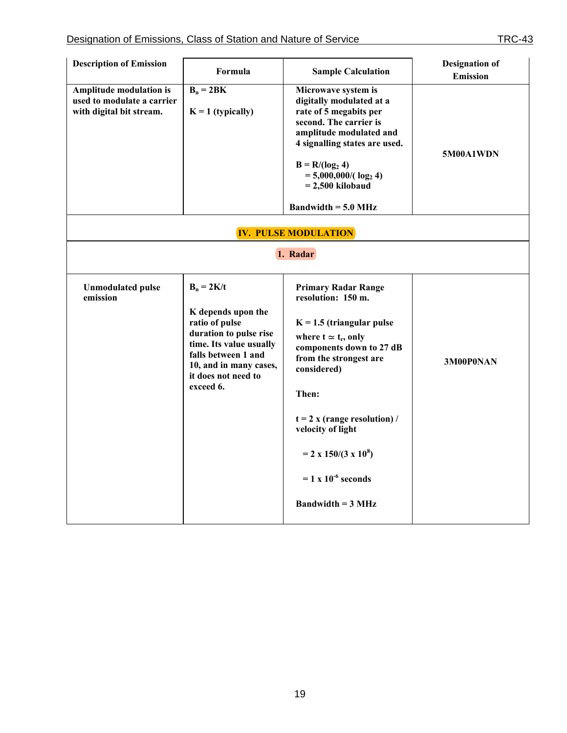| Description of Emission | Formula | Sample Calculation | Designation of Emission |
|---|---|---|---|
| **Amplitude modulation is used to modulate a carrier with digital bit stream.** | $B_n = 2BK$<br><br>$K = 1$ (typically) | Microwave system is digitally modulated at a rate of 5 megabits per second. The carrier is amplitude modulated and 4 signalling states are used.<br><br>$B = R/(\log_2 4)$<br>$= 5{,}000{,}000/(\log_2 4)$<br>$= 2{,}500$ kilobaud<br><br>Bandwidth = 5.0 MHz | **5M00A1WDN** |
| | | **IV. PULSE MODULATION** | |
| | | **1. Radar** | |
| **Unmodulated pulse emission** | $B_n = 2K/t$<br><br>K depends upon the ratio of pulse duration to pulse rise time. Its value usually falls between 1 and 10, and in many cases, it does not need to exceed 6. | Primary Radar Range resolution: 150 m.<br><br>$K = 1.5$ (triangular pulse where $t \simeq t_r$, only components down to 27 dB from the strongest are considered)<br><br>Then:<br><br>$t = 2 \times$ (range resolution) / velocity of light<br><br>$= 2 \times 150/(3 \times 10^8)$<br><br>$= 1 \times 10^{-6}$ seconds<br><br>Bandwidth = 3 MHz | **3M00P0NAN** |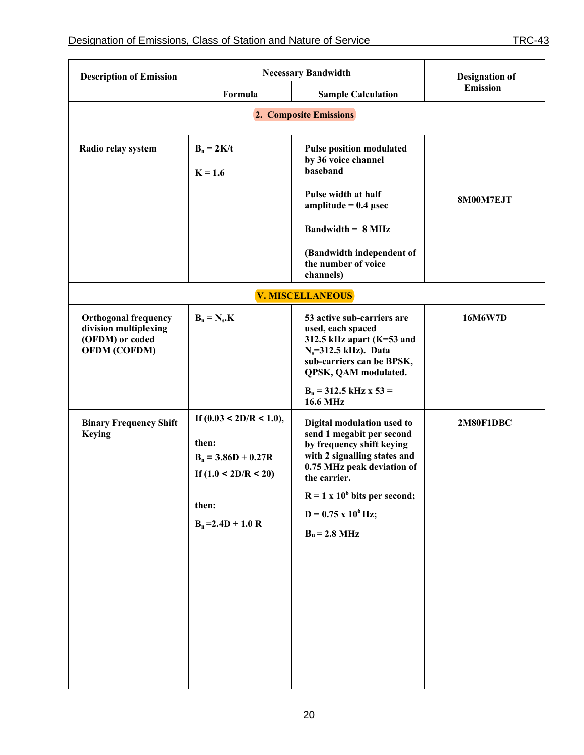| Description of Emission | Necessary Bandwidth | | Designation of Emission |
|---|---|---|---|
| | Formula | Sample Calculation | |
| **2. Composite Emissions** | | | |
| Radio relay system | $B_n = 2K/t$<br><br>$K = 1.6$ | Pulse position modulated by 36 voice channel baseband<br><br>Pulse width at half amplitude = 0.4 µsec<br><br>Bandwidth = 8 MHz<br><br>(Bandwidth independent of the number of voice channels) | 8M00M7EJT |
| **V. MISCELLANEOUS** | | | |
| Orthogonal frequency division multiplexing (OFDM) or coded OFDM (COFDM) | $B_n = N_s.K$ | 53 active sub-carriers are used, each spaced 312.5 kHz apart (K=53 and $N_s$=312.5 kHz). Data sub-carriers can be BPSK, QPSK, QAM modulated.<br><br>$B_n$ = 312.5 kHz x 53 = 16.6 MHz | 16M6W7D |
| Binary Frequency Shift Keying | If ($0.03 < 2D/R < 1.0$),<br><br>then:<br><br>$B_n = 3.86D + 0.27R$<br><br>If ($1.0 < 2D/R < 20$)<br><br>then:<br><br>$B_n = 2.4D + 1.0\ R$ | Digital modulation used to send 1 megabit per second by frequency shift keying with 2 signalling states and 0.75 MHz peak deviation of the carrier.<br><br>$R = 1 \times 10^6$ bits per second;<br><br>$D = 0.75 \times 10^6$ Hz;<br><br>$B_n$ = 2.8 MHz | 2M80F1DBC |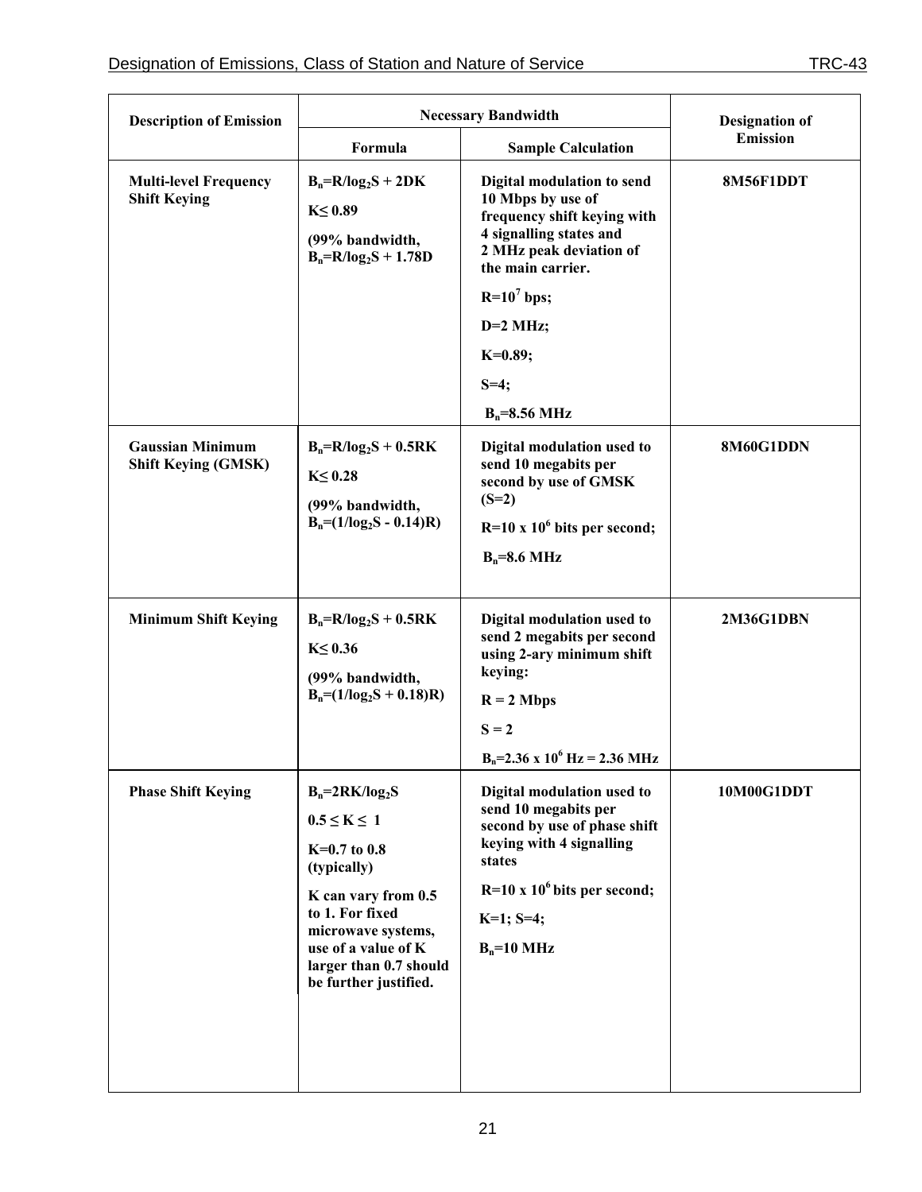| Description of Emission | Necessary Bandwidth | | Designation of Emission |
|---|---|---|---|
| | Formula | Sample Calculation | |
| **Multi-level Frequency Shift Keying** | $B_n=R/\log_2S + 2DK$<br>$K \leq 0.89$<br>(99% bandwidth, $B_n=R/\log_2S + 1.78D$ | Digital modulation to send 10 Mbps by use of frequency shift keying with 4 signalling states and 2 MHz peak deviation of the main carrier.<br>$R=10^7$ bps;<br>D=2 MHz;<br>K=0.89;<br>S=4;<br>$B_n$=8.56 MHz | **8M56F1DDT** |
| **Gaussian Minimum Shift Keying (GMSK)** | $B_n=R/\log_2S + 0.5RK$<br>$K \leq 0.28$<br>(99% bandwidth, $B_n=(1/\log_2S - 0.14)R$) | Digital modulation used to send 10 megabits per second by use of GMSK (S=2)<br>$R=10 \times 10^6$ bits per second;<br>$B_n$=8.6 MHz | **8M60G1DDN** |
| **Minimum Shift Keying** | $B_n=R/\log_2S + 0.5RK$<br>$K \leq 0.36$<br>(99% bandwidth, $B_n=(1/\log_2S + 0.18)R$) | Digital modulation used to send 2 megabits per second using 2-ary minimum shift keying:<br>R = 2 Mbps<br>S = 2<br>$B_n=2.36 \times 10^6$ Hz = 2.36 MHz | **2M36G1DBN** |
| **Phase Shift Keying** | $B_n=2RK/\log_2S$<br>$0.5 \leq K \leq 1$<br>K=0.7 to 0.8 (typically)<br>K can vary from 0.5 to 1. For fixed microwave systems, use of a value of K larger than 0.7 should be further justified. | Digital modulation used to send 10 megabits per second by use of phase shift keying with 4 signalling states<br>$R=10 \times 10^6$ bits per second;<br>K=1; S=4;<br>$B_n$=10 MHz | **10M00G1DDT** |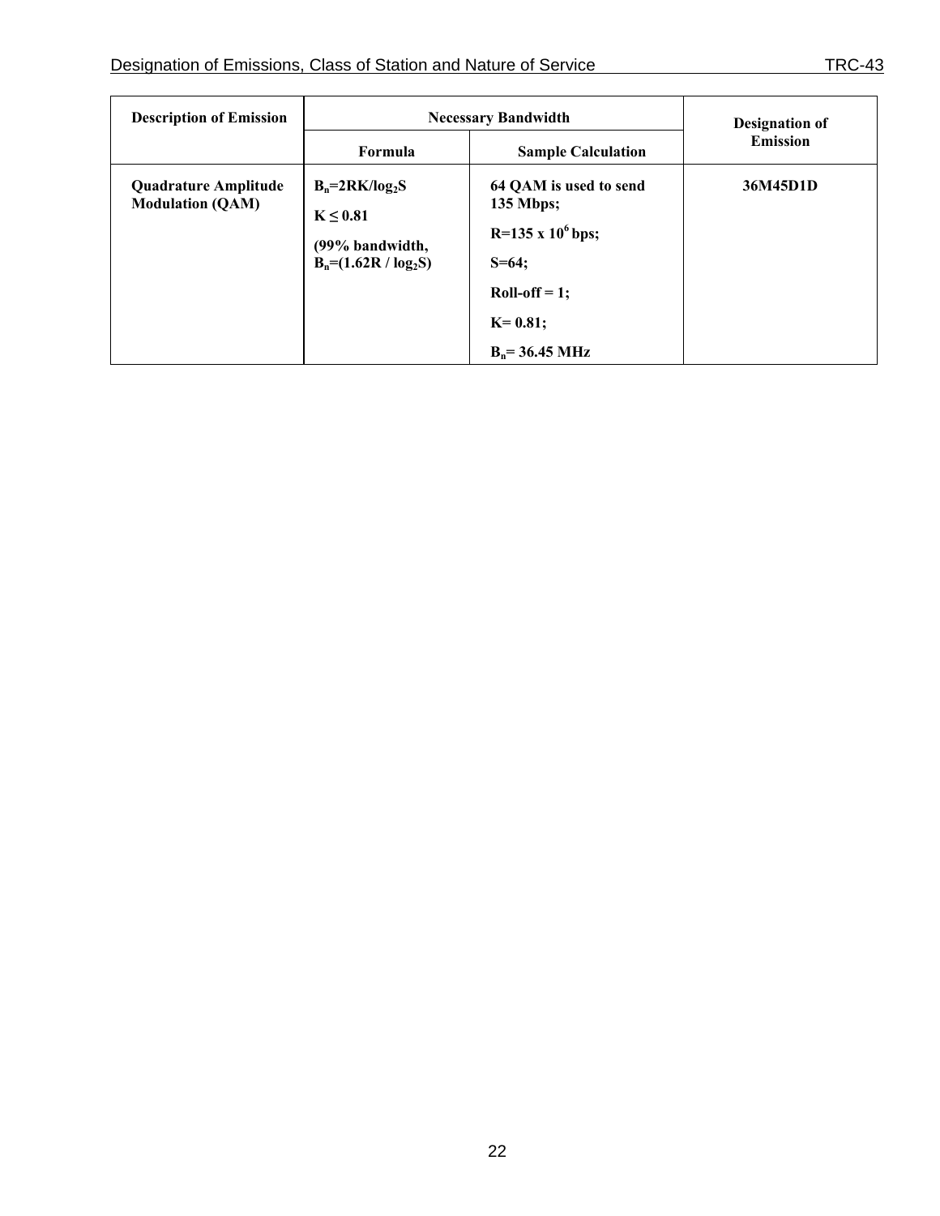| Description of Emission | Necessary Bandwidth | | Designation of Emission |
|---|---|---|---|
| | Formula | Sample Calculation | |
| **Quadrature Amplitude Modulation (QAM)** | **$B_n$=2RK/$log_2$S**<br><br>**K ≤ 0.81**<br><br>**(99% bandwidth, $B_n$=(1.62R / $log_2$S)** | **64 QAM is used to send 135 Mbps;**<br><br>**R=135 x $10^6$ bps;**<br><br>**S=64;**<br><br>**Roll-off = 1;**<br><br>**K= 0.81;**<br><br>**$B_n$= 36.45 MHz** | **36M45D1D** |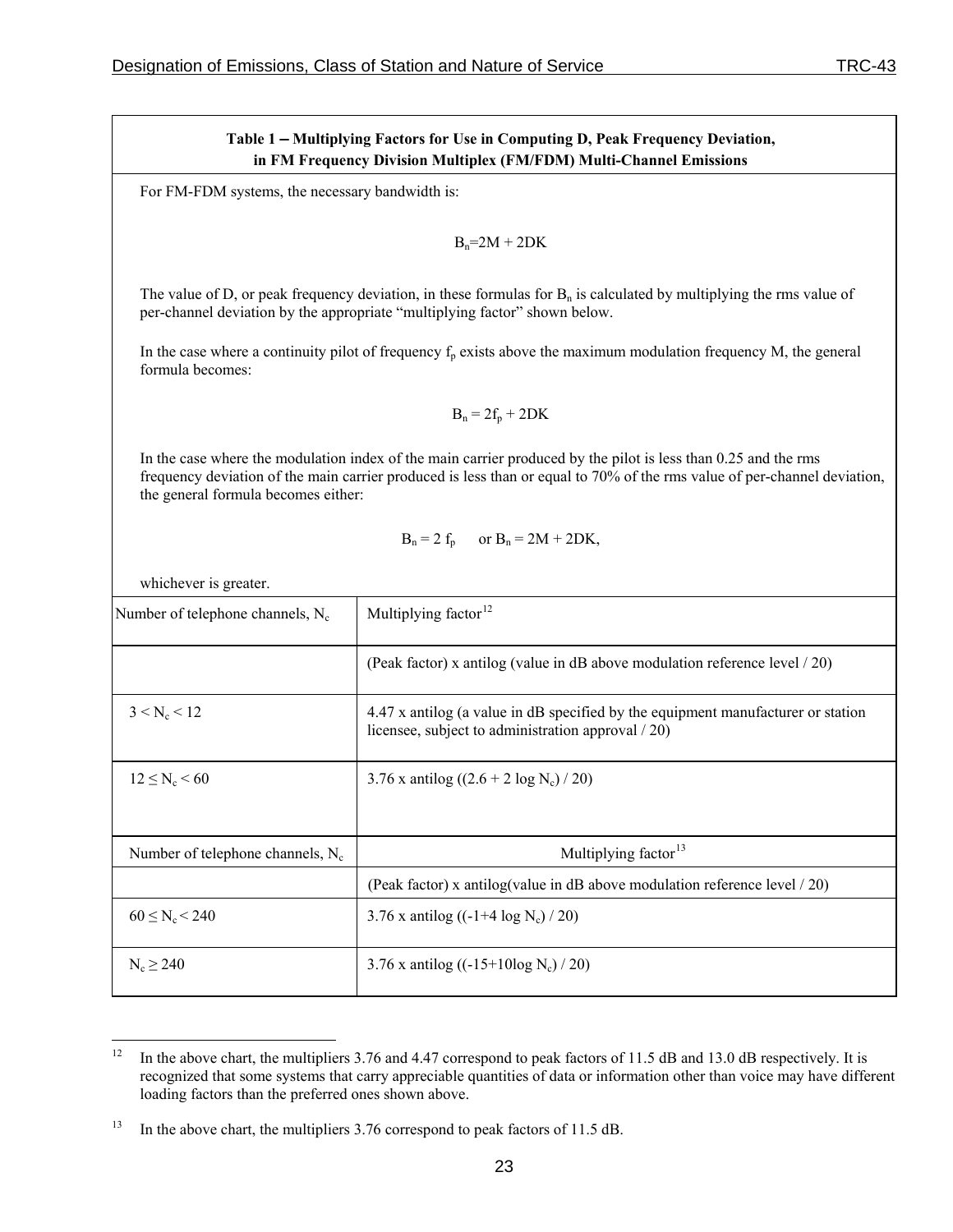**Table 1 – Multiplying Factors for Use in Computing D, Peak Frequency Deviation, in FM Frequency Division Multiplex (FM/FDM) Multi-Channel Emissions**

For FM-FDM systems, the necessary bandwidth is:

$$B_n = 2M + 2DK$$

The value of D, or peak frequency deviation, in these formulas for $B_n$ is calculated by multiplying the rms value of per-channel deviation by the appropriate "multiplying factor" shown below.

In the case where a continuity pilot of frequency $f_p$ exists above the maximum modulation frequency M, the general formula becomes:

$$B_n = 2f_p + 2DK$$

In the case where the modulation index of the main carrier produced by the pilot is less than 0.25 and the rms frequency deviation of the main carrier produced is less than or equal to 70% of the rms value of per-channel deviation, the general formula becomes either:

$$B_n = 2 f_p \quad \text{or } B_n = 2M + 2DK,$$

whichever is greater.

| Number of telephone channels, $N_c$ | Multiplying factor[12] |
|---|---|
| | (Peak factor) x antilog (value in dB above modulation reference level / 20) |
| $3 < N_c < 12$ | 4.47 x antilog (a value in dB specified by the equipment manufacturer or station licensee, subject to administration approval / 20) |
| $12 \le N_c < 60$ | 3.76 x antilog ((2.6 + 2 log $N_c$) / 20) |

| Number of telephone channels, $N_c$ | Multiplying factor[13] |
|---|---|
| | (Peak factor) x antilog(value in dB above modulation reference level / 20) |
| $60 \le N_c < 240$ | 3.76 x antilog ((-1+4 log $N_c$) / 20) |
| $N_c \ge 240$ | 3.76 x antilog ((-15+10log $N_c$) / 20) |

[12] In the above chart, the multipliers 3.76 and 4.47 correspond to peak factors of 11.5 dB and 13.0 dB respectively. It is recognized that some systems that carry appreciable quantities of data or information other than voice may have different loading factors than the preferred ones shown above.

[13] In the above chart, the multipliers 3.76 correspond to peak factors of 11.5 dB.